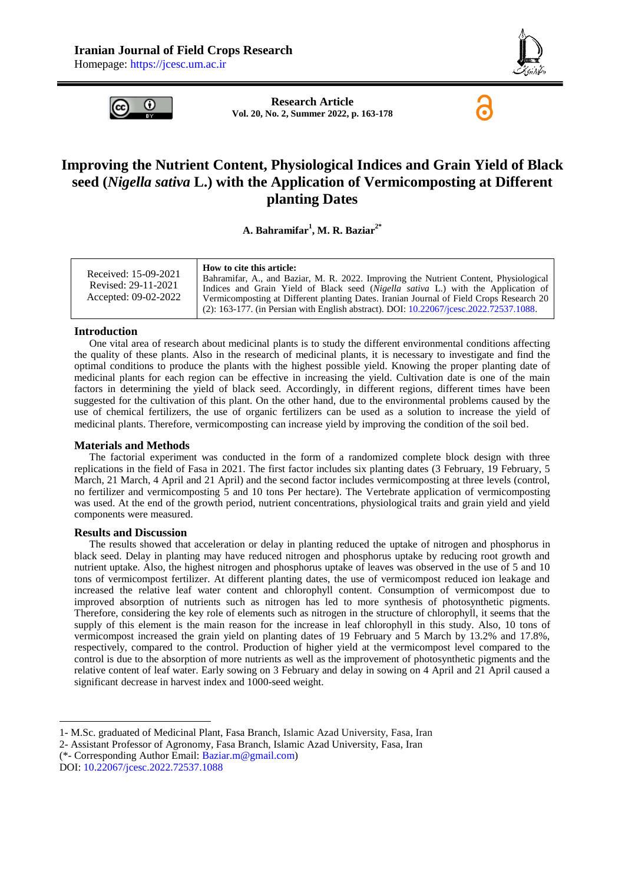Iranian Journal of Field Crops Research

Homepage: https://jcesc.um.ac.ir

**Research Article**
**Vol. 20, No. 2, Summer 2022, p. 163-178**

# Improving the Nutrient Content, Physiological Indices and Grain Yield of Black seed (*Nigella sativa* L.) with the Application of Vermicomposting at Different planting Dates

**A. Bahramifar[1], M. R. Baziar[2*]**

| Received: 15-09-2021<br>Revised: 29-11-2021<br>Accepted: 09-02-2022 | **How to cite this article:**<br>Bahramifar, A., and Baziar, M. R. 2022. Improving the Nutrient Content, Physiological Indices and Grain Yield of Black seed (*Nigella sativa* L.) with the Application of Vermicomposting at Different planting Dates. Iranian Journal of Field Crops Research 20 (2): 163-177. (in Persian with English abstract). DOI: 10.22067/jcesc.2022.72537.1088. |
|---|---|

## Introduction

One vital area of research about medicinal plants is to study the different environmental conditions affecting the quality of these plants. Also in the research of medicinal plants, it is necessary to investigate and find the optimal conditions to produce the plants with the highest possible yield. Knowing the proper planting date of medicinal plants for each region can be effective in increasing the yield. Cultivation date is one of the main factors in determining the yield of black seed. Accordingly, in different regions, different times have been suggested for the cultivation of this plant. On the other hand, due to the environmental problems caused by the use of chemical fertilizers, the use of organic fertilizers can be used as a solution to increase the yield of medicinal plants. Therefore, vermicomposting can increase yield by improving the condition of the soil bed.

## Materials and Methods

The factorial experiment was conducted in the form of a randomized complete block design with three replications in the field of Fasa in 2021. The first factor includes six planting dates (3 February, 19 February, 5 March, 21 March, 4 April and 21 April) and the second factor includes vermicomposting at three levels (control, no fertilizer and vermicomposting 5 and 10 tons Per hectare). The Vertebrate application of vermicomposting was used. At the end of the growth period, nutrient concentrations, physiological traits and grain yield and yield components were measured.

## Results and Discussion

The results showed that acceleration or delay in planting reduced the uptake of nitrogen and phosphorus in black seed. Delay in planting may have reduced nitrogen and phosphorus uptake by reducing root growth and nutrient uptake. Also, the highest nitrogen and phosphorus uptake of leaves was observed in the use of 5 and 10 tons of vermicompost fertilizer. At different planting dates, the use of vermicompost reduced ion leakage and increased the relative leaf water content and chlorophyll content. Consumption of vermicompost due to improved absorption of nutrients such as nitrogen has led to more synthesis of photosynthetic pigments. Therefore, considering the key role of elements such as nitrogen in the structure of chlorophyll, it seems that the supply of this element is the main reason for the increase in leaf chlorophyll in this study. Also, 10 tons of vermicompost increased the grain yield on planting dates of 19 February and 5 March by 13.2% and 17.8%, respectively, compared to the control. Production of higher yield at the vermicompost level compared to the control is due to the absorption of more nutrients as well as the improvement of photosynthetic pigments and the relative content of leaf water. Early sowing on 3 February and delay in sowing on 4 April and 21 April caused a significant decrease in harvest index and 1000-seed weight.

---

1- M.Sc. graduated of Medicinal Plant, Fasa Branch, Islamic Azad University, Fasa, Iran

2- Assistant Professor of Agronomy, Fasa Branch, Islamic Azad University, Fasa, Iran

(*- Corresponding Author Email: Baziar.m@gmail.com)

DOI: 10.22067/jcesc.2022.72537.1088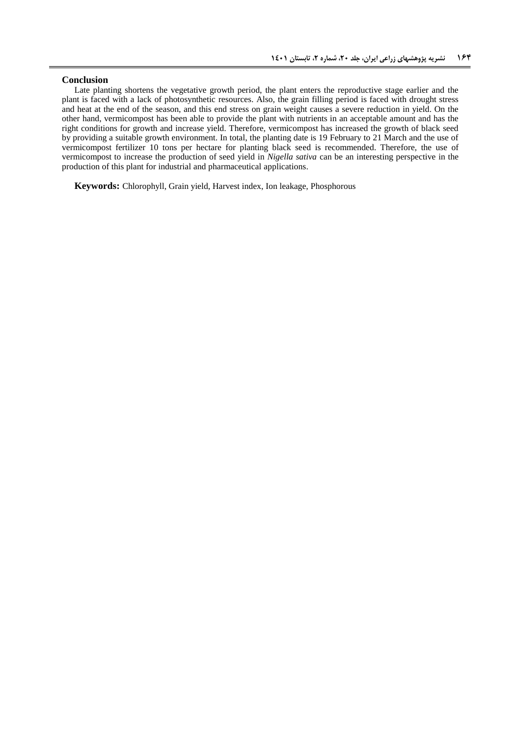## Conclusion

Late planting shortens the vegetative growth period, the plant enters the reproductive stage earlier and the plant is faced with a lack of photosynthetic resources. Also, the grain filling period is faced with drought stress and heat at the end of the season, and this end stress on grain weight causes a severe reduction in yield. On the other hand, vermicompost has been able to provide the plant with nutrients in an acceptable amount and has the right conditions for growth and increase yield. Therefore, vermicompost has increased the growth of black seed by providing a suitable growth environment. In total, the planting date is 19 February to 21 March and the use of vermicompost fertilizer 10 tons per hectare for planting black seed is recommended. Therefore, the use of vermicompost to increase the production of seed yield in *Nigella sativa* can be an interesting perspective in the production of this plant for industrial and pharmaceutical applications.

**Keywords:** Chlorophyll, Grain yield, Harvest index, Ion leakage, Phosphorous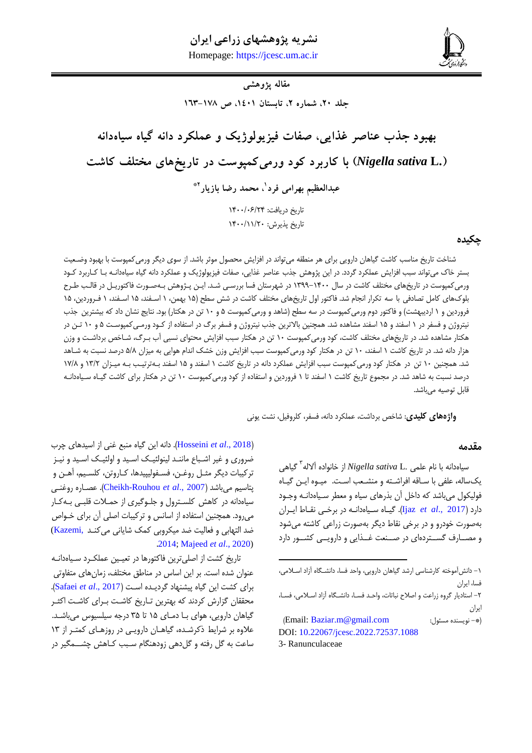**مقاله پژوهشی**

# بهبود جذب عناصر غذایی، صفات فیزیولوژیک و عملکرد دانه گیاه سیاه‌دانه (*Nigella sativa* L.) با کاربرد کود ورمی‌کمپوست در تاریخ‌های مختلف کاشت

**عبدالعظیم بهرامی فرد[1]، محمد رضا بازیار[2]***

تاریخ دریافت: ۱۴۰۰/۰۶/۲۴

تاریخ پذیرش: ۱۴۰۰/۱۱/۲۰

## چکیده

شناخت تاریخ مناسب کاشت گیاهان دارویی برای هر منطقه می‌تواند در افزایش محصول موثر باشد. از سوی دیگر ورمی‌کمپوست با بهبود وضعیت بستر خاک می‌تواند سبب افزایش عملکرد گردد. در این پژوهش جذب عناصر غذایی، صفات فیزیولوژیک و عملکرد دانه گیاه سیاه‌دانه با کاربرد کود ورمی‌کمپوست در تاریخ‌های مختلف کاشت در سال ۱۴۰۰-۱۳۹۹ در شهرستان فسا بررسی شد. این پژوهش به‌صورت فاکتوریل در قالب طرح بلوک‌های کامل تصادفی با سه تکرار انجام شد. فاکتور اول تاریخ‌های مختلف کاشت در شش سطح (۱۵ بهمن، ۱ اسفند، ۱۵ اسفند، ۱ فروردین، ۱۵ فروردین و ۱ اردیبهشت) و فاکتور دوم ورمی‌کمپوست در سه سطح (شاهد و ورمی‌کمپوست ۵ و ۱۰ تن در هکتار) بود. نتایج نشان داد که بیشترین جذب نیتروژن و فسفر در ۱ اسفند و ۱۵ اسفند مشاهده شد. همچنین بالاترین جذب نیتروژن و فسفر برگ در استفاده از کود ورمی‌کمپوست ۵ و ۱۰ تن در هکتار مشاهده شد. در تاریخ‌های مختلف کاشت، کود ورمی‌کمپوست ۱۰ تن در هکتار سبب افزایش محتوای نسبی آب برگ، شاخص برداشت و وزن هزار دانه شد. در تاریخ کاشت ۱ اسفند، ۱۰ تن در هکتار کود ورمی‌کمپوست سبب افزایش وزن خشک اندام هوایی به میزان ۵/۸ درصد نسبت به شاهد شد. همچنین ۱۰ تن در هکتار کود ورمی‌کمپوست سبب افزایش عملکرد دانه در تاریخ کاشت ۱ اسفند و ۱۵ اسفند به‌ترتیب به میزان ۱۳/۲ و ۱۷/۸ درصد نسبت به شاهد شد. در مجموع تاریخ کاشت ۱ اسفند تا ۱ فروردین و استفاده از کود ورمی‌کمپوست ۱۰ تن در هکتار برای کاشت گیاه سیاه‌دانه قابل توصیه می‌باشد.

**واژه‌های کلیدی**: شاخص برداشت، عملکرد دانه، فسفر، کلروفیل، نشت یونی

## مقدمه

سیاه‌دانه با نام علمی *Nigella sativa* L. از خانواده آلاله[3] گیاهی یک‌ساله، علفی با ساقه افراشته و منشعب است. میوه این گیاه فولیکول می‌باشد که داخل آن بذرهای سیاه و معطر سیاه‌دانه وجود دارد (Ijaz *et al*., 2017). گیاه سیاه‌دانه در برخی نقاط ایران به‌صورت خودرو و در برخی نقاط دیگر به‌صورت زراعی کاشته می‌شود و مصارف گسترده‌ای در صنعت غذایی و دارویی کشور دارد (Hosseini *et al*., 2018). دانه این گیاه منبع غنی از اسیدهای چرب ضروری و غیر اشباع مانند لینولئیک اسید و اولئیک اسید و نیز ترکیبات دیگر مثل روغن، فسفولیپیدها، کاروتن، کلسیم، آهن و پتاسیم می‌باشد (Cheikh-Rouhou *et al*., 2007). عصاره روغنی سیاه‌دانه در کاهش کلسترول و جلوگیری از حملات قلبی به‌کار می‌رود. همچنین استفاده از اسانس و ترکیبات اصلی آن برای خواص ضد التهابی و فعالیت ضد میکروبی کمک شایانی می‌کند (Kazemi, 2014; Majeed *et al*., 2020).

تاریخ کشت از اصلی‌ترین فاکتورها در تعیین عملکرد سیاه‌دانه عنوان شده است. بر این اساس در مناطق مختلف، زمان‌های متفاوتی برای کشت این گیاه پیشنهاد گردیده است (Safaei *et al*., 2017). محققان گزارش کردند که بهترین تاریخ کاشت برای کاشت اکثر گیاهان دارویی، هوای با دمای ۱۵ تا ۳۵ درجه سیلسیوس می‌باشد. علاوه بر شرایط ذکرشده، گیاهان دارویی در روزهای کمتر از ۱۳ ساعت به گل رفته و گل‌دهی زودهنگام سبب کاهش چشمگیر در

---

۱- دانش‌آموخته کارشناسی ارشد گیاهان دارویی، واحد فسا، دانشگاه آزاد اسلامی، فسا، ایران

۲- استادیار گروه زراعت و اصلاح نباتات، واحد فسا، دانشگاه آزاد اسلامی، فسا، ایران

(*- نویسنده مسئول: Email: Baziar.m@gmail.com)

DOI: 10.22067/jcesc.2022.72537.1088

3- Ranunculaceae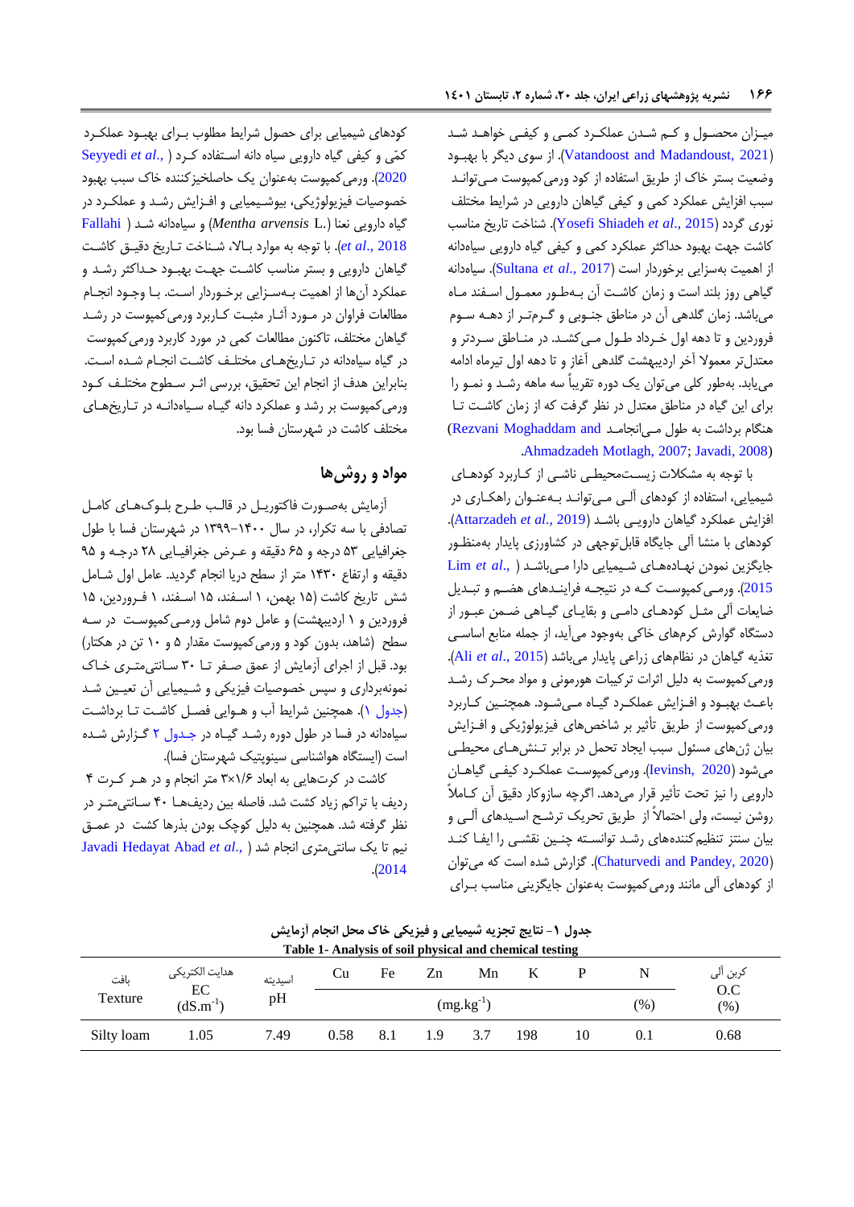میـزان محصـول و کـم شـدن عملکـرد کمـی و کیفـی خواهـد شـد (Vatandoost and Madandoust, 2021). از سوی دیگر با بهبـود وضعیت بستر خاک از طریق استفاده از کود ورمی‌کمپوست مـی‌توانـد سبب افزایش عملکرد کمی و کیفی گیاهان دارویی در شرایط مختلف نوری گردد (Yosefi Shiadeh *et al*., 2015). شناخت تاریخ مناسب کاشت جهت بهبود حداکثر عملکرد کمی و کیفی گیاه دارویی سیاه‌دانه از اهمیت به‌سزایی برخوردار است (Sultana *et al*., 2017). سیاه‌دانه گیاهی روز بلند است و زمان کاشـت آن بـه‌طـور معمـول اسـفند مـاه می‌باشد. زمان گلدهی آن در مناطق جنـوبی و گـرم‌تـر از دهـه سـوم فروردین و تا دهه اول خـرداد طـول مـی‌کشـد. در منـاطق سـردتر و معتدل‌تر معمولا آخر اردیبهشت گلدهی آغاز و تا دهه اول تیرماه ادامه می‌یابد. به‌طور کلی می‌توان یک دوره تقریباً سه ماهه رشـد و نمـو را برای این گیاه در مناطق معتدل در نظر گرفت که از زمان کاشـت تـا هنگام برداشت به طول مـی‌انجامـد (Rezvani Moghaddam and Ahmadzadeh Motlagh, 2007; Javadi, 2008).

با توجه به مشکلات زیسـت‌محیطـی ناشـی از کـاربرد کودهـای شیمیایی، استفاده از کودهای آلـی مـی‌توانـد بـه‌عنـوان راهکـاری در افزایش عملکرد گیاهان دارویـی باشـد (Attarzadeh *et al*., 2019). کودهای با منشا آلی جایگاه قابل‌توجهی در کشاورزی پایدار به‌منظـور جایگزین نمودن نهـاده‌هـای شـیمیایی دارا مـی‌باشـد (Lim *et al*., 2015). ورمـی‌کمپوسـت کـه در نتیجـه فراینـدهای هضـم و تبـدیل ضایعات آلی مثـل کودهـای دامـی و بقایـای گیـاهی ضـمن عبـور از دستگاه گوارش کرم‌های خاکی به‌وجود می‌آید، از جمله منابع اساسـی تغذیه گیاهان در نظام‌های زراعی پایدار می‌باشد (Ali *et al*., 2015). ورمی‌کمپوست به دلیل اثرات ترکیبات هورمونی و مواد محـرک رشـد باعـث بهبـود و افـزایش عملکـرد گیـاه مـی‌شـود. همچنـین کـاربرد ورمی‌کمپوست از طریق تأثیر بر شاخص‌های فیزیولوژیکی و افـزایش بیان ژن‌های مسئول سبب ایجاد تحمل در برابر تـنش‌هـای محیطـی می‌شود (Ievinsh, 2020). ورمی‌کمپوسـت عملکـرد کیفـی گیاهـان دارویی را نیز تحت تأثیر قرار می‌دهد. اگرچه سازوکار دقیق آن کـاملاً روشن نیست، ولی احتمالاً از طریق تحریک ترشـح اسـیدهای آلـی و بیان سنتز تنظیم‌کننده‌های رشـد توانسـته چنـین نقشـی را ایفـا کنـد (Chaturvedi and Pandey, 2020). گزارش شده است که می‌توان از کودهای آلی مانند ورمی‌کمپوست به‌عنوان جایگزینی مناسب بـرای کودهای شیمیایی برای حصول شرایط مطلوب بـرای بهبـود عملکـرد کمّی و کیفی گیاه دارویی سیاه دانه استفاده کـرد (Seyyedi *et al*., 2020). ورمی‌کمپوست به‌عنوان یک حاصلخیزکننده خاک سبب بهبود خصوصیات فیزیولوژیکی، بیوشـیمیایی و افـزایش رشـد و عملکـرد در گیاه دارویی نعنا (*Mentha arvensis* L.) و سیاه‌دانه شـد (Fallahi *et al*., 2018). با توجه به موارد بـالا، شـناخت تـاریخ دقیـق کاشـت گیاهان دارویی و بستر مناسب کاشت جهـت بهبـود حـداکثر رشـد و عملکرد آن‌ها از اهمیت بـه‌سـزایی برخـوردار اسـت. بـا وجـود انجـام مطالعات فراوان در مـورد آثـار مثبـت کـاربرد ورمـی‌کمپوسـت در رشـد گیاهان مختلف، تاکنون مطالعات کمی در مورد کاربرد ورمی‌کمپوست در گیاه سیاه‌دانه در تـاریخ‌هـای مختلـف کاشـت انجـام شـده اسـت. بنابراین هدف از انجام این تحقیق، بررسی اثـر سـطوح مختلـف کـود ورمی‌کمپوست بر رشد و عملکرد دانه گیـاه سـیاه‌دانـه در تـاریخ‌هـای مختلف کاشت در شهرستان فسا بود.

## مواد و روش‌ها

آزمایش به‌صـورت فاکتوریـل در قالـب طـرح بلـوک‌هـای کامـل تصادفی با سه تکرار، در سال ۱۴۰۰-۱۳۹۹ در شهرستان فسا با طول جغرافیایی ۵۳ درجه و ۶۵ دقیقه و عـرض جغرافیـایی ۲۸ درجـه و ۹۵ دقیقه و ارتفاع ۱۴۳۰ متر از سطح دریا انجام گردید. عامل اول شـامل شش تاریخ کاشت (۱۵ بهمن، ۱ اسـفند، ۱۵ اسـفند، ۱ فـروردین، ۱۵ فروردین و ۱ اردیبهشت) و عامل دوم شامل ورمـی‌کمپوسـت در سـه سطح (شاهد، بدون کود و ورمی‌کمپوست مقدار ۵ و ۱۰ تن در هکتار) بود. قبل از اجرای آزمایش از عمق صـفر تـا ۳۰ سـانتی‌متـری خـاک نمونه‌برداری و سپس خصوصیات فیزیکی و شـیمیایی آن تعیـین شـد (جدول ۱). همچنین شرایط آب و هـوایی فصـل کاشـت تـا برداشـت سیاه‌دانه در فسا در طول دوره رشـد گیـاه در جـدول ۲ گـزارش شـده است (ایستگاه هواشناسی سینوپتیک شهرستان فسا).

کاشت در کرت‌هایی به ابعاد ۱/۶×۳ متر انجام و در هـر کـرت ۴ ردیف به تراکم زیاد کشت شد. فاصله بین ردیفهـا ۴۰ سـانتی‌متـر در نظر گرفته شد. همچنین به دلیل کوچک بودن بذرها کشت در عمـق نیم تا یک سانتی‌متری انجام شد (Javadi Hedayat Abad *et al*., 2014).

**جدول ۱- نتایج تجزیه شیمیایی و فیزیکی خاک محل انجام آزمایش**
**Table 1- Analysis of soil physical and chemical testing**

| بافت Texture | هدایت الکتریکی EC ($dS.m^{-1}$) | اسیدیته pH | Cu | Fe | Zn | Mn | K | P | N | کربن آلی O.C (%) |
|---|---|---|---|---|---|---|---|---|---|---|
| | | | ($mg.kg^{-1}$) | | | | | | (%) | |
| Silty loam | 1.05 | 7.49 | 0.58 | 8.1 | 1.9 | 3.7 | 198 | 10 | 0.1 | 0.68 |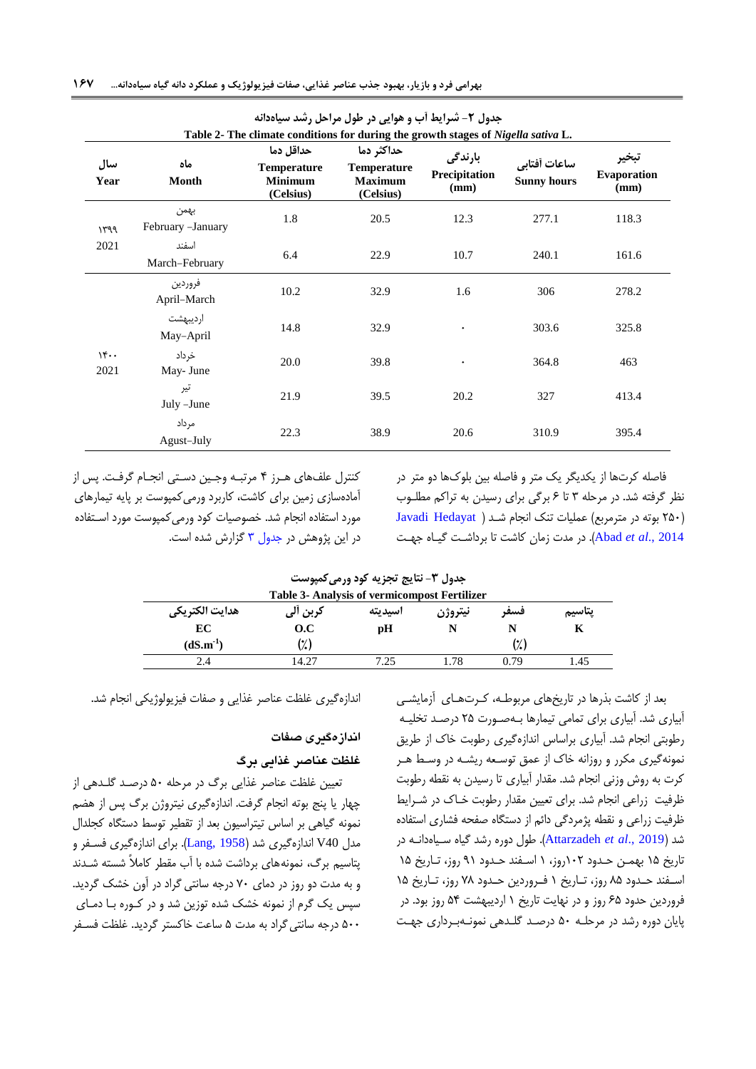جدول ۲- شرایط آب و هوایی در طول مراحل رشد سیاه‌دانه

Table 2- The climate conditions for during the growth stages of *Nigella sativa* L.

| سال Year | ماه Month | حداقل دما Temperature Minimum (Celsius) | حداکثر دما Temperature Maximum (Celsius) | بارندگی Precipitation (mm) | ساعات آفتابی Sunny hours | تبخیر Evaporation (mm) |
|---|---|---|---|---|---|---|
| ۱۳۹۹ 2021 | بهمن February –January | 1.8 | 20.5 | 12.3 | 277.1 | 118.3 |
| | اسفند March–February | 6.4 | 22.9 | 10.7 | 240.1 | 161.6 |
| ۱۴۰۰ 2021 | فروردین April–March | 10.2 | 32.9 | 1.6 | 306 | 278.2 |
| | اردیبهشت May–April | 14.8 | 32.9 | ۰ | 303.6 | 325.8 |
| | خرداد May- June | 20.0 | 39.8 | ۰ | 364.8 | 463 |
| | تیر July –June | 21.9 | 39.5 | 20.2 | 327 | 413.4 |
| | مرداد Agust–July | 22.3 | 38.9 | 20.6 | 310.9 | 395.4 |

فاصله کرت‌ها از یکدیگر یک متر و فاصله بین بلوک‌ها دو متر در نظر گرفته شد. در مرحله ۳ تا ۶ برگی برای رسیدن به تراکم مطلوب (۲۵۰ بوته در مترمربع) عملیات تنک انجام شد (Javadi Hedayat Abad *et al*., 2014). در مدت زمان کاشت تا برداشت گیاه جهت کنترل علف‌های هرز ۴ مرتبه وجین دستی انجام گرفت. پس از آماده‌سازی زمین برای کاشت، کاربرد ورمی‌کمپوست بر پایه تیمارهای مورد استفاده انجام شد. خصوصیات کود ورمی‌کمپوست مورد استفاده در این پژوهش در جدول ۳ گزارش شده است.

جدول ۳- نتایج تجزیه کود ورمی‌کمپوست

Table 3- Analysis of vermicompost Fertilizer

| هدایت الکتریکی EC (dS.m^-1) | کربن آلی O.C (٪) | اسیدیته pH | نیتروژن N | فسفر N | پتاسیم K |
|---|---|---|---|---|---|
| | | | | (٪) | |
| 2.4 | 14.27 | 7.25 | 1.78 | 0.79 | 1.45 |

بعد از کاشت بذرها در تاریخ‌های مربوطه، کرت‌های آزمایشی آبیاری شد. آبیاری برای تمامی تیمارها به‌صورت ۲۵ درصد تخلیه رطوبتی انجام شد. آبیاری براساس اندازه‌گیری رطوبت خاک از طریق نمونه‌گیری مکرر و روزانه خاک از عمق توسعه ریشه در وسط هر کرت به روش وزنی انجام شد. مقدار آبیاری تا رسیدن به نقطه رطوبت ظرفیت زراعی انجام شد. برای تعیین مقدار رطوبت خاک در شرایط ظرفیت زراعی و نقطه پژمردگی دائم از دستگاه صفحه فشاری استفاده شد (Attarzadeh *et al*., 2019). طول دوره رشد گیاه سیاه‌دانه در تاریخ ۱۵ بهمن حدود ۱۰۲روز، ۱ اسفند حدود ۹۱ روز، تاریخ ۱۵ اسفند حدود ۸۵ روز، تاریخ ۱ فروردین حدود ۷۸ روز، تاریخ ۱۵ فروردین حدود ۶۵ روز و در نهایت تاریخ ۱ اردیبهشت ۵۴ روز بود. در پایان دوره رشد در مرحله ۵۰ درصد گلدهی نمونه‌برداری جهت اندازه‌گیری غلظت عناصر غذایی و صفات فیزیولوژیکی انجام شد.

## اندازه‌گیری صفات

### غلظت عناصر غذایی برگ

تعیین غلظت عناصر غذایی برگ در مرحله ۵۰ درصد گلدهی از چهار یا پنج بوته انجام گرفت. اندازه‌گیری نیتروژن برگ پس از هضم نمونه گیاهی بر اساس تیتراسیون بعد از تقطیر توسط دستگاه کجلدال مدل V40 اندازه‌گیری شد (Lang, 1958). برای اندازه‌گیری فسفر و پتاسیم برگ، نمونه‌های برداشت شده با آب مقطر کاملاً شسته شدند و به مدت دو روز در دمای ۷۰ درجه سانتی گراد در آون خشک گردید. سپس یک گرم از نمونه خشک شده توزین شد و در کوره با دمای ۵۰۰ درجه سانتی‌گراد به مدت ۵ ساعت خاکستر گردید. غلظت فسفر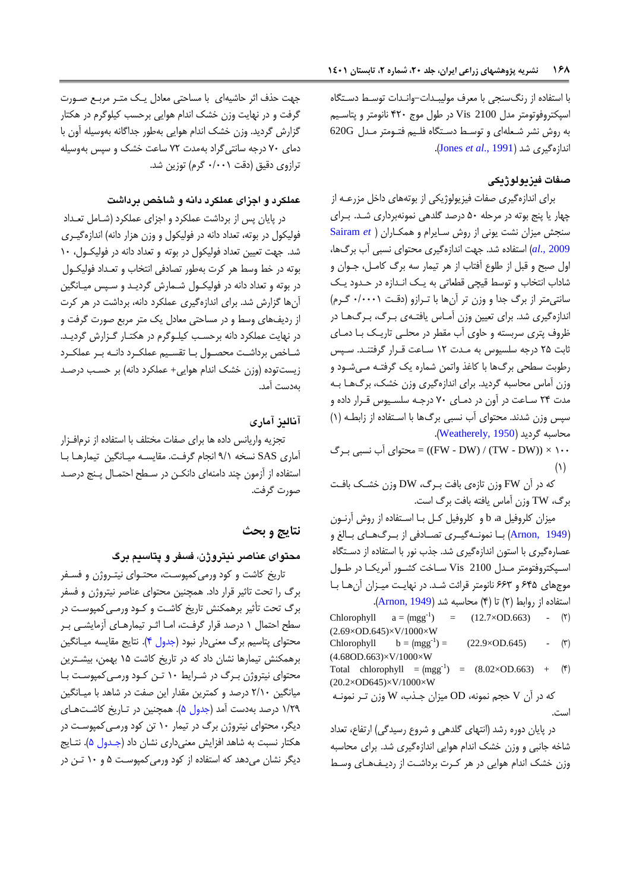با استفاده از رنگ‌سنجی با معرف مولیبدات-وانادات توسط دستگاه اسپکتروفوتومتر مدل Vis 2100 در طول موج ۴۲۰ نانومتر و پتاسیم به روش نشر شعله‌ای و توسط دستگاه فلیم فتومتر مدل 620G اندازه‌گیری شد (Jones *et al*., 1991).

### صفات فیزیولوژیکی

برای اندازه‌گیری صفات فیزیولوژیکی از بوته‌های داخل مزرعه از چهار یا پنج بوته در مرحله ۵۰ درصد گلدهی نمونه‌برداری شد. برای سنجش میزان نشت یونی از روش سایرام و همکاران (Sairam *et al*., 2009) استفاده شد. جهت اندازه‌گیری محتوای نسبی آب برگ‌ها، اول صبح و قبل از طلوع آفتاب از هر تیمار سه برگ کامل، جوان و شاداب انتخاب و توسط قیچی قطعاتی به یک اندازه در حدود یک سانتی‌متر از برگ جدا و وزن تر آن‌ها با ترازو (دقت ۰/۰۰۰۱ گرم) اندازه‌گیری شد. برای تعیین وزن آماس یافته‌ی برگ، برگ‌ها در ظروف پتری سربسته و حاوی آب مقطر در محلی تاریک با دمای ثابت ۲۵ درجه سلسیوس به مدت ۱۲ ساعت قرار گرفتند. سپس رطوبت سطحی برگ‌ها با کاغذ واتمن شماره یک گرفته می‌شود و وزن آماس محاسبه گردید. برای اندازه‌گیری وزن خشک، برگ‌ها به مدت ۲۴ ساعت در آون در دمای ۷۰ درجه سلسیوس قرار داده و سپس وزن شدند. محتوای آب نسبی برگ‌ها با استفاده از زابطه (۱) محاسبه گردید (Weatherely, 1950).

$$\text{محتوای آب نسبی برگ} = ((FW - DW) / (TW - DW)) \times 100 \qquad (1)$$

که در آن FW وزن تازه‌ی بافت برگ، DW وزن خشک بافت برگ، TW وزن آماس یافته بافت برگ است.

میزان کلروفیل a، b و کلروفیل کل با استفاده از روش آرنون (Arnon, 1949) با نمونه‌گیری تصادفی از برگ‌های بالغ و عصاره‌گیری با استون اندازه‌گیری شد. جذب نور با استفاده از دستگاه اسپکتروفوتومتر مدل Vis 2100 ساخت کشور آمریکا در طول موج‌های ۶۴۵ و ۶۶۳ نانومتر قرائت شد. در نهایت میزان آن‌ها با استفاده از روابط (۲) تا (۴) محاسبه شد (Arnon, 1949).

$$\text{Chlorophyll a} = (mg^{-1}) = (12.7\times OD.663) - (2.69\times OD.645)\times V/1000\times W \qquad (2)$$

$$\text{Chlorophyll b} = (mg^{-1}) = (22.9\times OD.645) - (4.68OD.663)\times V/1000\times W \qquad (3)$$

$$\text{Total chlorophyll} = (mg^{-1}) = (8.02\times OD.663) + (20.2\times OD645)\times V/1000\times W \qquad (4)$$

که در آن V حجم نمونه، OD میزان جذب، W وزن تر نمونه است.

در پایان دوره رشد (انتهای گلدهی و شروع رسیدگی) ارتفاع، تعداد شاخه جانبی و وزن خشک اندام هوایی اندازه‌گیری شد. برای محاسبه وزن خشک اندام هوایی در هر کرت برداشت از ردیف‌های وسط جهت حذف اثر حاشیه‌ای با مساحتی معادل یک متر مربع صورت گرفت و در نهایت وزن خشک اندام هوایی برحسب کیلوگرم در هکتار گزارش گردید. وزن خشک اندام هوایی به‌طور جداگانه به‌وسیله آون با دمای ۷۰ درجه سانتی‌گراد به‌مدت ۷۲ ساعت خشک و سپس به‌وسیله ترازوی دقیق (دقت ۰/۰۰۱ گرم) توزین شد.

### عملکرد و اجزای عملکرد دانه و شاخص برداشت

در پایان پس از برداشت عملکرد و اجزای عملکرد (شامل تعداد فولیکول در بوته، تعداد دانه در فولیکول و وزن هزار دانه) اندازه‌گیری شد. جهت تعیین تعداد فولیکول در بوته و تعداد دانه در فولیکول، ۱۰ بوته در خط وسط هر کرت به‌طور تصادفی انتخاب و تعداد فولیکول در بوته و تعداد دانه در فولیکول شمارش گردید و سپس میانگین آن‌ها گزارش شد. برای اندازه‌گیری عملکرد دانه، برداشت در هر کرت از ردیف‌های وسط و در مساحتی معادل یک متر مربع صورت گرفت و در نهایت عملکرد دانه برحسب کیلوگرم در هکتار گزارش گردید. شاخص برداشت محصول با تقسیم عملکرد دانه بر عملکرد زیست‌توده (وزن خشک اندام هوایی+ عملکرد دانه) بر حسب درصد به‌دست آمد.

### آنالیز آماری

تجزیه واریانس داده ها برای صفات مختلف با استفاده از نرم‌افزار آماری SAS نسخه ۹/۱ انجام گرفت. مقایسه میانگین تیمارها با استفاده از آزمون چند دامنه‌ای دانکن در سطح احتمال پنج درصد صورت گرفت.

## نتایج و بحث

### محتوای عناصر نیتروژن، فسفر و پتاسیم برگ

تاریخ کاشت و کود ورمی‌کمپوست، محتوای نیتروژن و فسفر برگ را تحت تاثیر قرار داد. همچنین محتوای عناصر نیتروژن و فسفر برگ تحت تأثیر برهمکنش تاریخ کاشت و کود ورمی‌کمپوست در سطح احتمال ۱ درصد قرار گرفت، اما اثر تیمارهای آزمایشی بر محتوای پتاسیم برگ معنی‌دار نبود (جدول ۴). نتایج مقایسه میانگین برهمکنش تیمارها نشان داد که در تاریخ کاشت ۱۵ بهمن، بیشترین محتوای نیتروژن برگ در شرایط ۱۰ تن کود ورمی‌کمپوست با میانگین ۲/۱۰ درصد و کمترین مقدار این صفت در شاهد با میانگین ۱/۲۹ درصد به‌دست آمد (جدول ۵). همچنین در تاریخ کاشت‌های دیگر، محتوای نیتروژن برگ در تیمار ۱۰ تن کود ورمی‌کمپوست در هکتار نسبت به شاهد افزایش معنی‌داری نشان داد (جدول ۵). نتایج دیگر نشان می‌دهد که استفاده از کود ورمی‌کمپوست ۵ و ۱۰ تن در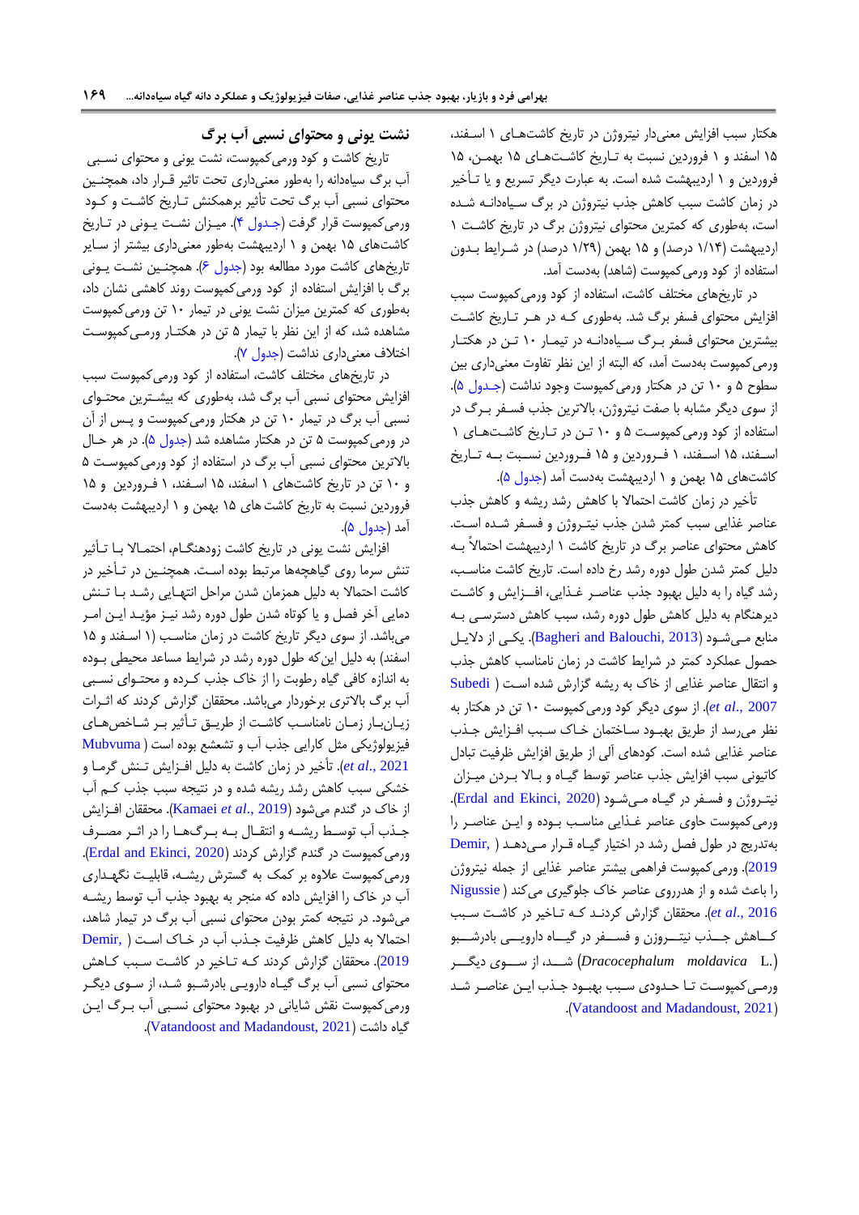هکتار سبب افزایش معنی‌دار نیتروژن در تاریخ کاشت‌های ۱ اسفند، ۱۵ اسفند و ۱ فروردین نسبت به تاریخ کاشت‌های ۱۵ بهمن، ۱۵ فروردین و ۱ اردیبهشت شده است. به عبارت دیگر تسریع و یا تأخیر در زمان کاشت سبب کاهش جذب نیتروژن در برگ سیاه‌دانه شده است، به‌طوری که کمترین محتوای نیتروژن برگ در تاریخ کاشت ۱ اردیبهشت (۱/۱۴ درصد) و ۱۵ بهمن (۱/۲۹ درصد) در شرایط بدون استفاده از کود ورمی‌کمپوست (شاهد) به‌دست آمد.

در تاریخ‌های مختلف کاشت، استفاده از کود ورمی‌کمپوست سبب افزایش محتوای فسفر برگ شد. به‌طوری که در هر تاریخ کاشت بیشترین محتوای فسفر برگ سیاه‌دانه در تیمار ۱۰ تن در هکتار ورمی‌کمپوست به‌دست آمد، که البته از این نظر تفاوت معنی‌داری بین سطوح ۵ و ۱۰ تن در هکتار ورمی‌کمپوست وجود نداشت (جدول ۵). از سوی دیگر مشابه با صفت نیتروژن، بالاترین جذب فسفر برگ در استفاده از کود ورمی‌کمپوست ۵ و ۱۰ تن در تاریخ کاشت‌های ۱ اسفند، ۱۵ اسفند، ۱ فروردین و ۱۵ فروردین نسبت به تاریخ کاشت‌های ۱۵ بهمن و ۱ اردیبهشت به‌دست آمد (جدول ۵).

تأخیر در زمان کاشت احتمالا با کاهش رشد ریشه و کاهش جذب عناصر غذایی سبب کمتر شدن جذب نیتروژن و فسفر شده است. کاهش محتوای عناصر برگ در تاریخ کاشت ۱ اردیبهشت احتمالاً به دلیل کمتر شدن طول دوره رشد رخ داده است. تاریخ کاشت مناسب، رشد گیاه را به دلیل بهبود جذب عناصر غذایی، افزایش و کاشت دیرهنگام به دلیل کاهش طول دوره رشد، سبب کاهش دسترسی به منابع می‌شود (Bagheri and Balouchi, 2013). یکی از دلایل حصول عملکرد کمتر در شرایط کاشت در زمان نامناسب کاهش جذب و انتقال عناصر غذایی از خاک به ریشه گزارش شده است (Subedi *et al*., 2007). از سوی دیگر کود ورمی‌کمپوست ۱۰ تن در هکتار به نظر می‌رسد از طریق بهبود ساختمان خاک سبب افزایش جذب عناصر غذایی شده است. کودهای آلی از طریق افزایش ظرفیت تبادل کاتیونی سبب افزایش جذب عناصر توسط گیاه و بالا بردن میزان نیتروژن و فسفر در گیاه می‌شود (Erdal and Ekinci, 2020). ورمی‌کمپوست حاوی عناصر غذایی مناسب بوده و این عناصر را به‌تدریج در طول فصل رشد در اختیار گیاه قرار می‌دهد (Demir, 2019). ورمی‌کمپوست فراهمی بیشتر عناصر غذایی از جمله نیتروژن را باعث شده و از هدروری عناصر خاک جلوگیری می‌کند (Nigussie *et al*., 2016). محققان گزارش کردند که تاخیر در کاشت سبب کاهش جذب نیتروژن و فسفر در گیاه دارویی بادرشبو (*Dracocephalum moldavica* L.) شد، از سوی دیگر ورمی‌کمپوست تا حدودی سبب بهبود جذب این عناصر شد (Vatandoost and Madandoust, 2021).

## نشت یونی و محتوای نسبی آب برگ

تاریخ کاشت و کود ورمی‌کمپوست، نشت یونی و محتوای نسبی آب برگ سیاه‌دانه را به‌طور معنی‌داری تحت تاثیر قرار داد، همچنین محتوای نسبی آب برگ تحت تأثیر برهمکنش تاریخ کاشت و کود ورمی‌کمپوست قرار گرفت (جدول ۴). میزان نشت یونی در تاریخ کاشت‌های ۱۵ بهمن و ۱ اردیبهشت به‌طور معنی‌داری بیشتر از سایر تاریخ‌های کاشت مورد مطالعه بود (جدول ۶). همچنین نشت یونی برگ با افزایش استفاده از کود ورمی‌کمپوست روند کاهشی نشان داد، به‌طوری که کمترین میزان نشت یونی در تیمار ۱۰ تن ورمی‌کمپوست مشاهده شد، که از این نظر با تیمار ۵ تن در هکتار ورمی‌کمپوست اختلاف معنی‌داری نداشت (جدول ۷).

در تاریخ‌های مختلف کاشت، استفاده از کود ورمی‌کمپوست سبب افزایش محتوای نسبی آب برگ شد، به‌طوری که بیشترین محتوای نسبی آب برگ در تیمار ۱۰ تن در هکتار ورمی‌کمپوست و پس از آن در ورمی‌کمپوست ۵ تن در هکتار مشاهده شد (جدول ۵). در هر حال بالاترین محتوای نسبی آب برگ در استفاده از کود ورمی‌کمپوست ۵ و ۱۰ تن در تاریخ کاشت‌های ۱ اسفند، ۱۵ اسفند، ۱ فروردین و ۱۵ فروردین نسبت به تاریخ کاشت های ۱۵ بهمن و ۱ اردیبهشت به‌دست آمد (جدول ۵).

افزایش نشت یونی در تاریخ کاشت زودهنگام، احتمالا با تأثیر تنش سرما روی گیاهچه‌ها مرتبط بوده است. همچنین در تأخیر در کاشت احتمالا به دلیل همزمان شدن مراحل انتهایی رشد با تنش دمایی آخر فصل و یا کوتاه شدن طول دوره رشد نیز مؤید این امر می‌باشد. از سوی دیگر تاریخ کاشت در زمان مناسب (۱ اسفند و ۱۵ اسفند) به دلیل این‌که طول دوره رشد در شرایط مساعد محیطی بوده به اندازه کافی گیاه رطوبت را از خاک جذب کرده و محتوای نسبی آب برگ بالاتری برخوردار می‌باشد. محققان گزارش کردند که اثرات زیان‌بار زمان نامناسب کاشت از طریق تأثیر بر شاخص‌های فیزیولوژیکی مثل کارایی جذب آب و تشعشع بوده است (Mubvuma *et al*., 2021). تأخیر در زمان کاشت به دلیل افزایش تنش گرما و خشکی سبب کاهش رشد ریشه شده و در نتیجه سبب جذب کم آب از خاک در گندم می‌شود (Kamaei *et al*., 2019). محققان افزایش جذب آب توسط ریشه و انتقال به برگ‌ها را در اثر مصرف ورمی‌کمپوست در گندم گزارش کردند (Erdal and Ekinci, 2020). ورمی‌کمپوست علاوه بر کمک به گسترش ریشه، قابلیت نگهداری آب در خاک را افزایش داده که منجر به بهبود جذب آب توسط ریشه می‌شود. در نتیجه کمتر بودن محتوای نسبی آب برگ در تیمار شاهد، احتمالا به دلیل کاهش ظرفیت جذب آب در خاک است (Demir, 2019). محققان گزارش کردند که تاخیر در کاشت سبب کاهش محتوای نسبی آب برگ گیاه دارویی بادرشبو شد، از سوی دیگر ورمی‌کمپوست نقش شایانی در بهبود محتوای نسبی آب برگ این گیاه داشت (Vatandoost and Madandoust, 2021).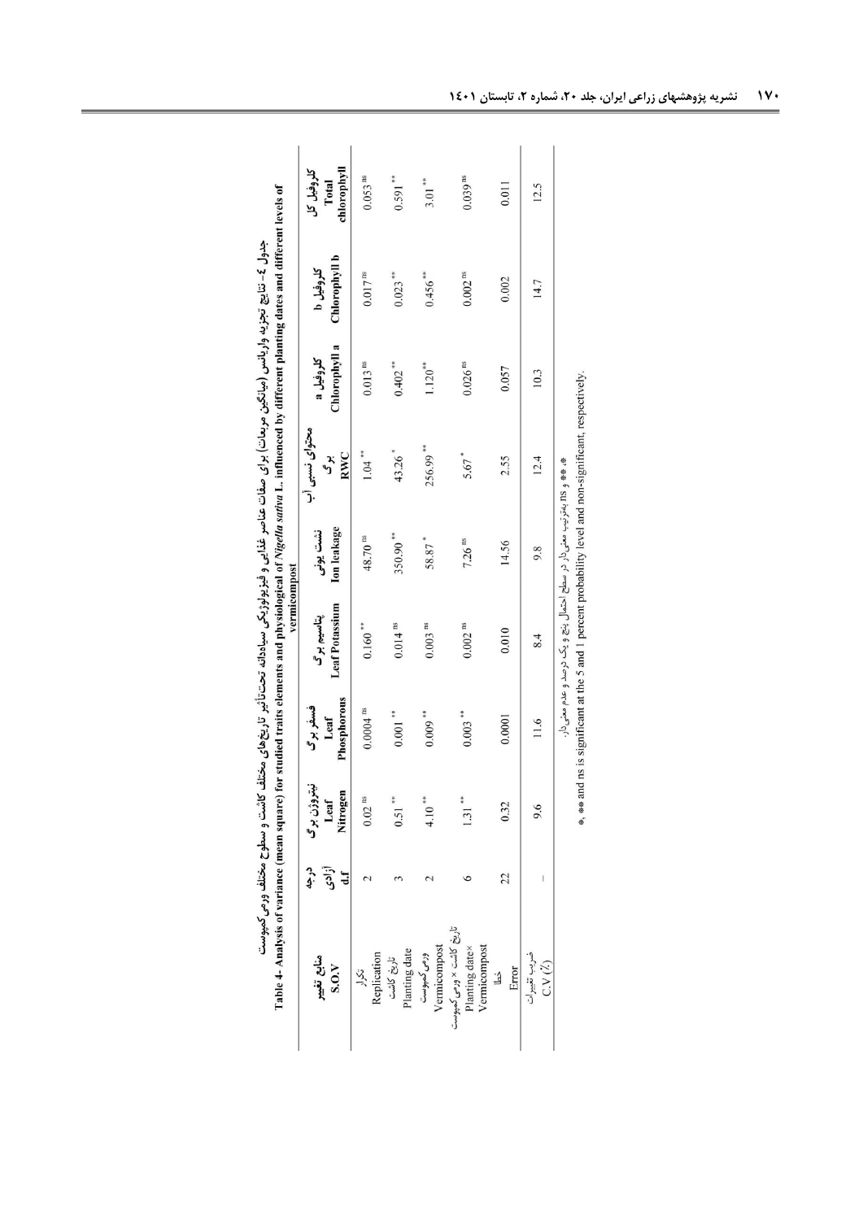جدول ۴- نتایج تجزیه واریانس (میانگین مربعات) برای صفات عناصر غذایی و فیزیولوژیکی سیاه‌دانه تحت‌تأثیر تاریخ‌های مختلف کاشت و سطوح مختلف ورمی کمپوست

Table 4- Analysis of variance (mean square) for studied traits elements and physiological of *Nigella sativa* L. influenced by different planting dates and different levels of vermicompost

| منابع تغییر S.O.V | درجه آزادی d.f | نیتروژن برگ Leaf Nitrogen | فسفر برگ Leaf Phosphorous | پتاسیم برگ Leaf Potassium | نشت یونی Ion leakage | محتوای نسبی آب برگ RWC | کلروفیل a Chlorophyll a | کلروفیل b Chlorophyll b | کلروفیل کل Total chlorophyll |
|---|---|---|---|---|---|---|---|---|---|
| تکرار Replication | 2 | 0.02 ns | 0.0004 ns | 0.160 ** | 48.70 ns | 1.04 ** | 0.013 ns | 0.017 ns | 0.053 ns |
| تاریخ کاشت Planting date | 3 | 0.51 ** | 0.001 ** | 0.014 ns | 350.90 ** | 43.26 * | 0.402 ** | 0.023 ** | 0.591 ** |
| ورمی کمپوست Vermicompost | 2 | 4.10 ** | 0.009 ** | 0.003 ns | 58.87 * | 256.99 ** | 1.120 ** | 0.456 ** | 3.01 ** |
| تاریخ کاشت × ورمی کمپوست Planting date× Vermicompost | 6 | 1.31 ** | 0.003 ** | 0.002 ns | 7.26 ns | 5.67 * | 0.026 ns | 0.002 ns | 0.039 ns |
| خطا Error | 22 | 0.32 | 0.0001 | 0.010 | 14.56 | 2.55 | 0.057 | 0.002 | 0.011 |
| ضریب تغییرات C.V (%) | — | 9.6 | 11.6 | 8.4 | 9.8 | 12.4 | 10.3 | 14.7 | 12.5 |

*، ** و ns به‌ترتیب معنی‌دار در سطح احتمال پنج و یک درصد و عدم معنی‌دار.

*, ** and ns is significant at the 5 and 1 percent probability level and non-significant, respectively.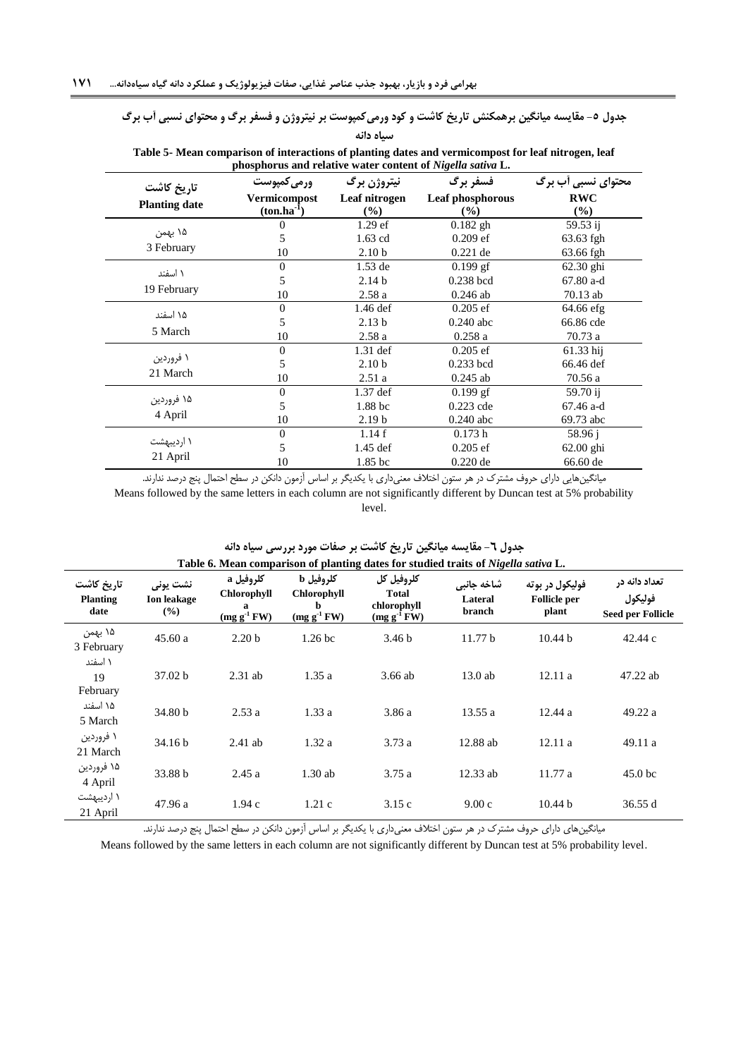جدول ۵- مقایسه میانگین برهمکنش تاریخ کاشت و کود ورمی‌کمپوست بر نیتروژن و فسفر برگ و محتوای نسبی آب برگ سیاه دانه

**Table 5- Mean comparison of interactions of planting dates and vermicompost for leaf nitrogen, leaf phosphorus and relative water content of *Nigella sativa* L.**

| تاریخ کاشت Planting date | ورمی‌کمپوست Vermicompost ($ton.ha^{-1}$) | نیتروژن برگ Leaf nitrogen (%) | فسفر برگ Leaf phosphorous (%) | محتوای نسبی آب برگ RWC (%) |
|---|---|---|---|---|
| ۱۵ بهمن 3 February | 0 | 1.29 ef | 0.182 gh | 59.53 ij |
| | 5 | 1.63 cd | 0.209 ef | 63.63 fgh |
| | 10 | 2.10 b | 0.221 de | 63.66 fgh |
| ۱ اسفند 19 February | 0 | 1.53 de | 0.199 gf | 62.30 ghi |
| | 5 | 2.14 b | 0.238 bcd | 67.80 a-d |
| | 10 | 2.58 a | 0.246 ab | 70.13 ab |
| ۱۵ اسفند 5 March | 0 | 1.46 def | 0.205 ef | 64.66 efg |
| | 5 | 2.13 b | 0.240 abc | 66.86 cde |
| | 10 | 2.58 a | 0.258 a | 70.73 a |
| ۱ فروردین 21 March | 0 | 1.31 def | 0.205 ef | 61.33 hij |
| | 5 | 2.10 b | 0.233 bcd | 66.46 def |
| | 10 | 2.51 a | 0.245 ab | 70.56 a |
| ۱۵ فروردین 4 April | 0 | 1.37 def | 0.199 gf | 59.70 ij |
| | 5 | 1.88 bc | 0.223 cde | 67.46 a-d |
| | 10 | 2.19 b | 0.240 abc | 69.73 abc |
| ۱ اردیبهشت 21 April | 0 | 1.14 f | 0.173 h | 58.96 j |
| | 5 | 1.45 def | 0.205 ef | 62.00 ghi |
| | 10 | 1.85 bc | 0.220 de | 66.60 de |

میانگین‌هایی دارای حروف مشترک در هر ستون اختلاف معنی‌داری با یکدیگر بر اساس آزمون دانکن در سطح احتمال پنج درصد ندارند.

Means followed by the same letters in each column are not significantly different by Duncan test at 5% probability level.

جدول ٦- مقایسه میانگین تاریخ کاشت بر صفات مورد بررسی سیاه دانه

**Table 6. Mean comparison of planting dates for studied traits of *Nigella sativa* L.**

| تاریخ کاشت Planting date | نشت یونی Ion leakage (%) | کلروفیل a Chlorophyll a ($mg\ g^{-1}$ FW) | کلروفیل b Chlorophyll b ($mg\ g^{-1}$ FW) | کلروفیل کل Total chlorophyll ($mg\ g^{-1}$ FW) | شاخه جانبی Lateral branch | فولیکول در بوته Follicle per plant | تعداد دانه در فولیکول Seed per Follicle |
|---|---|---|---|---|---|---|---|
| ۱۵ بهمن 3 February | 45.60 a | 2.20 b | 1.26 bc | 3.46 b | 11.77 b | 10.44 b | 42.44 c |
| ۱ اسفند 19 February | 37.02 b | 2.31 ab | 1.35 a | 3.66 ab | 13.0 ab | 12.11 a | 47.22 ab |
| ۱۵ اسفند 5 March | 34.80 b | 2.53 a | 1.33 a | 3.86 a | 13.55 a | 12.44 a | 49.22 a |
| ۱ فروردین 21 March | 34.16 b | 2.41 ab | 1.32 a | 3.73 a | 12.88 ab | 12.11 a | 49.11 a |
| ۱۵ فروردین 4 April | 33.88 b | 2.45 a | 1.30 ab | 3.75 a | 12.33 ab | 11.77 a | 45.0 bc |
| ۱ اردیبهشت 21 April | 47.96 a | 1.94 c | 1.21 c | 3.15 c | 9.00 c | 10.44 b | 36.55 d |

میانگین‌های دارای حروف مشترک در هر ستون اختلاف معنی‌داری با یکدیگر بر اساس آزمون دانکن در سطح احتمال پنج درصد ندارند.

Means followed by the same letters in each column are not significantly different by Duncan test at 5% probability level.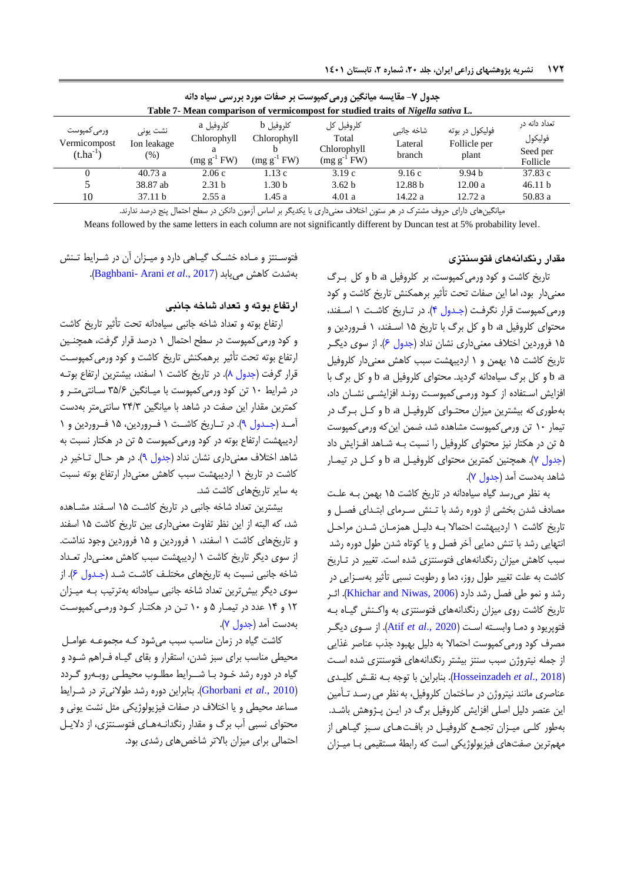جدول ۷- مقایسه میانگین ورمی‌کمپوست بر صفات مورد بررسی سیاه دانه

Table 7- Mean comparison of vermicompost for studied traits of *Nigella sativa* L.

| ورمی‌کمپوست Vermicompost ($t.ha^{-1}$) | نشت یونی Ion leakage (%) | کلروفیل a Chlorophyll a (mg $g^{-1}$ FW) | کلروفیل b Chlorophyll b (mg $g^{-1}$ FW) | کلروفیل کل Total Chlorophyll (mg $g^{-1}$ FW) | شاخه جانبی Lateral branch | فولیکول در بوته Follicle per plant | تعداد دانه در فولیکول Seed per Follicle |
|---|---|---|---|---|---|---|---|
| 0 | 40.73 a | 2.06 c | 1.13 c | 3.19 c | 9.16 c | 9.94 b | 37.83 c |
| 5 | 38.87 ab | 2.31 b | 1.30 b | 3.62 b | 12.88 b | 12.00 a | 46.11 b |
| 10 | 37.11 b | 2.55 a | 1.45 a | 4.01 a | 14.22 a | 12.72 a | 50.83 a |

میانگین‌های دارای حروف مشترک در هر ستون اختلاف معنی‌داری با یکدیگر بر اساس آزمون دانکن در سطح احتمال پنج درصد ندارند.

Means followed by the same letters in each column are not significantly different by Duncan test at 5% probability level.

### مقدار رنگدانه‌های فتوسنتزی

تاریخ کاشت و کود ورمی‌کمپوست، بر کلروفیل a، b و کل برگ معنی‌دار بود، اما این صفات تحت تأثیر برهمکنش تاریخ کاشت و کود ورمی‌کمپوست قرار نگرفت (جدول ۴). در تاریخ کاشت ۱ اسفند، محتوای کلروفیل a، b و کل برگ با تاریخ ۱۵ اسفند، ۱ فروردین و ۱۵ فروردین اختلاف معنی‌داری نشان نداد (جدول ۶). از سوی دیگر تاریخ کاشت ۱۵ بهمن و ۱ اردیبهشت سبب کاهش معنی‌دار کلروفیل a، b و کل برگ سیاه‌دانه گردید. محتوای کلروفیل a، b و کل برگ با افزایش استفاده از کود ورمی‌کمپوست روند افزایشی نشان داد، به‌طوری‌که بیشترین میزان محتوای کلروفیل a، b و کل برگ در تیمار ۱۰ تن ورمی‌کمپوست مشاهده شد، ضمن این‌که ورمی‌کمپوست ۵ تن در هکتار نیز محتوای کلروفیل را نسبت به شاهد افزایش داد (جدول ۷). همچنین کمترین محتوای کلروفیل a، b و کل در تیمار شاهد به‌دست آمد (جدول ۷).

به نظر می‌رسد گیاه سیاه‌دانه در تاریخ کاشت ۱۵ بهمن به علت مصادف شدن بخشی از دوره رشد با تنش سرمای ابتدای فصل و تاریخ کاشت ۱ اردیبهشت احتمالا به دلیل همزمان شدن مراحل انتهایی رشد با تنش دمایی آخر فصل و یا کوتاه شدن طول دوره رشد سبب کاهش میزان رنگدانه‌های فتوسنتزی شده است. تغییر در تاریخ کاشت به علت تغییر طول روز، دما و رطوبت نسبی تأثیر به‌سزایی در رشد و نمو طی فصل رشد دارد (Khichar and Niwas, 2006). اثر تاریخ کاشت روی میزان رنگدانه‌های فتوسنتزی به واکنش گیاه به فتوپریود و دما وابسته است (Atif *et al*., 2020). از سوی دیگر مصرف کود ورمی‌کمپوست احتمالا به دلیل بهبود جذب عناصر غذایی از جمله نیتروژن سبب سنتز بیشتر رنگدانه‌های فتوسنتزی شده است (Hosseinzadeh *et al*., 2018). بنابراین با توجه به نقش کلیدی عناصری مانند نیتروژن در ساختمان کلروفیل، به نظر می رسد تأمین این عنصر دلیل اصلی افزایش کلروفیل برگ در این پژوهش باشد. به‌طور کلی میزان تجمع کلروفیل در بافت‌های سبز گیاهی از مهم‌ترین صفت‌های فیزیولوژیکی است که رابطهٔ مستقیمی با میزان فتوسنتز و ماده خشک گیاهی دارد و میزان آن در شرایط تنش به‌شدت کاهش می‌یابد (Baghbani- Arani *et al*., 2017).

### ارتفاع بوته و تعداد شاخه جانبی

ارتفاع بوته و تعداد شاخه جانبی سیاه‌دانه تحت تأثیر تاریخ کاشت و کود ورمی‌کمپوست در سطح احتمال ۱ درصد قرار گرفت، همچنین ارتفاع بوته تحت تأثیر برهمکنش تاریخ کاشت و کود ورمی‌کمپوست قرار گرفت (جدول ۸). در تاریخ کاشت ۱ اسفند، بیشترین ارتفاع بوته در شرایط ۱۰ تن کود ورمی‌کمپوست با میانگین ۳۵/۶ سانتی‌متر و کمترین مقدار این صفت در شاهد با میانگین ۲۴/۳ سانتی‌متر به‌دست آمد (جدول ۹). در تاریخ کاشت ۱ فروردین، ۱۵ فروردین و ۱ اردیبهشت ارتفاع بوته در کود ورمی‌کمپوست ۵ تن در هکتار نسبت به شاهد اختلاف معنی‌داری نشان نداد (جدول ۹). در هر حال تاخیر در کاشت در تاریخ ۱ اردیبهشت سبب کاهش معنی‌دار ارتفاع بوته نسبت به سایر تاریخ‌های کاشت شد.

بیشترین تعداد شاخه جانبی در تاریخ کاشت ۱۵ اسفند مشاهده شد، که البته از این نظر تفاوت معنی‌داری بین تاریخ کاشت ۱۵ اسفند و تاریخ‌های کاشت ۱ اسفند، ۱ فروردین و ۱۵ فروردین وجود نداشت. از سوی دیگر تاریخ ۱ اردیبهشت سبب کاهش معنی‌دار تعداد شاخه جانبی نسبت به تاریخ‌های مختلف کاشت شد (جدول ۶). از سوی دیگر بیش‌ترین تعداد شاخه جانبی سیاه‌دانه به‌ترتیب به میزان ۱۲ و ۱۴ عدد در تیمار ۵ و ۱۰ تن در هکتار کود ورمی‌کمپوست به‌دست آمد (جدول ۷).

کاشت گیاه در زمان مناسب سبب می‌شود که مجموعه عوامل محیطی مناسب برای سبز شدن، استقرار و بقای گیاه فراهم شود و گیاه در دوره رشد خود با شرایط مطلوب محیطی روبه‌رو گردد (Ghorbani *et al*., 2010). بنابراین دوره رشد طولانی‌تر در شرایط مساعد محیطی و یا اختلاف در صفات فیزیولوژیکی مثل نشت یونی و محتوای نسبی آب برگ و مقدار رنگدانه‌های فتوسنتزی، از دلایل احتمالی برای میزان بالاتر شاخص‌های رشدی بود.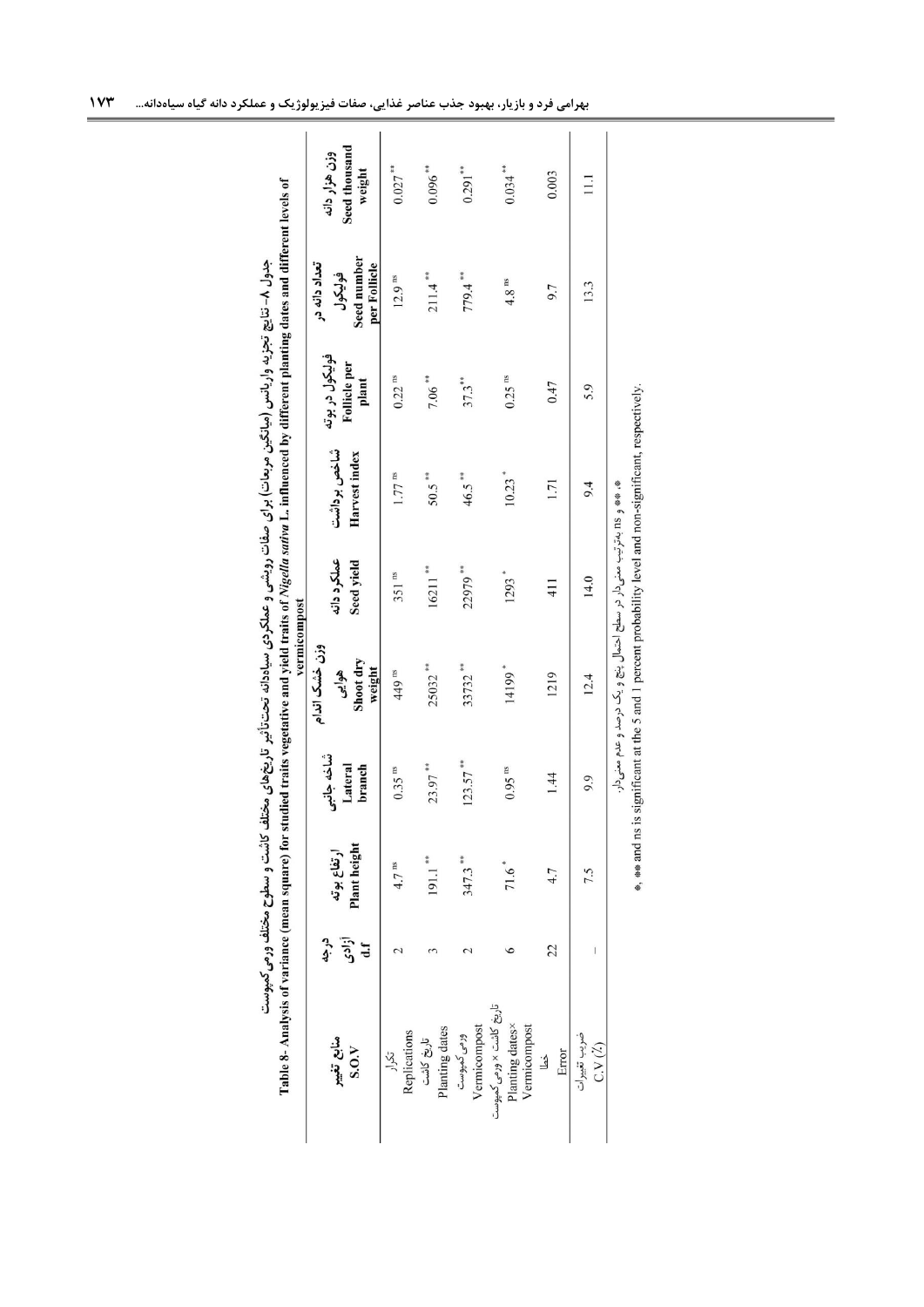جدول ۸- نتایج تجزیه واریانس (میانگین مربعات) برای صفات رویشی و عملکردی سیاه‌دانه تحت‌تأثیر تاریخ‌های مختلف کاشت و سطوح مختلف ورمی کمپوست

Table 8- Analysis of variance (mean square) for studied traits vegetative and yield traits of *Nigella sativa* L. influenced by different planting dates and different levels of vermicompost

| منابع تغییر S.O.V | درجه آزادی d.f | ارتفاع بوته Plant height | شاخه جانبی Lateral branch | وزن خشک اندام هوایی Shoot dry weight | عملکرد دانه Seed yield | شاخص برداشت Harvest index | فولیکول در بوته Follicle per plant | تعداد دانه در فولیکول Seed number per Follicle | وزن هزار دانه Seed thousand weight |
|---|---|---|---|---|---|---|---|---|---|
| تکرار Replications | 2 | 4.7 ns | 0.35 ns | 449 ns | 351 ns | 1.77 ns | 0.22 ns | 12.9 ns | 0.027 ** |
| تاریخ کاشت Planting dates | 3 | 191.1 ** | 23.97 ** | 25032 ** | 16211 ** | 50.5 ** | 7.06 ** | 211.4 ** | 0.096 ** |
| ورمی کمپوست Vermicompost | 2 | 347.3 ** | 123.57 ** | 33732 ** | 22979 ** | 46.5 ** | 37.3 ** | 779.4 ** | 0.291 ** |
| تاریخ کاشت × ورمی کمپوست Planting dates× Vermicompost | 6 | 71.6 * | 0.95 ns | 14199 * | 1293 * | 10.23 * | 0.25 ns | 4.8 ns | 0.034 ** |
| خطا Error | 22 | 4.7 | 1.44 | 1219 | 411 | 1.71 | 0.47 | 9.7 | 0.003 |
| ضریب تغییرات C.V (%) | - | 7.5 | 9.9 | 12.4 | 14.0 | 9.4 | 5.9 | 13.3 | 11.1 |

*، ** و ns به‌ترتیب معنی‌دار در سطح احتمال پنج و یک درصد و عدم معنی‌دار.

*, ** and ns is significant at the 5 and 1 percent probability level and non-significant, respectively.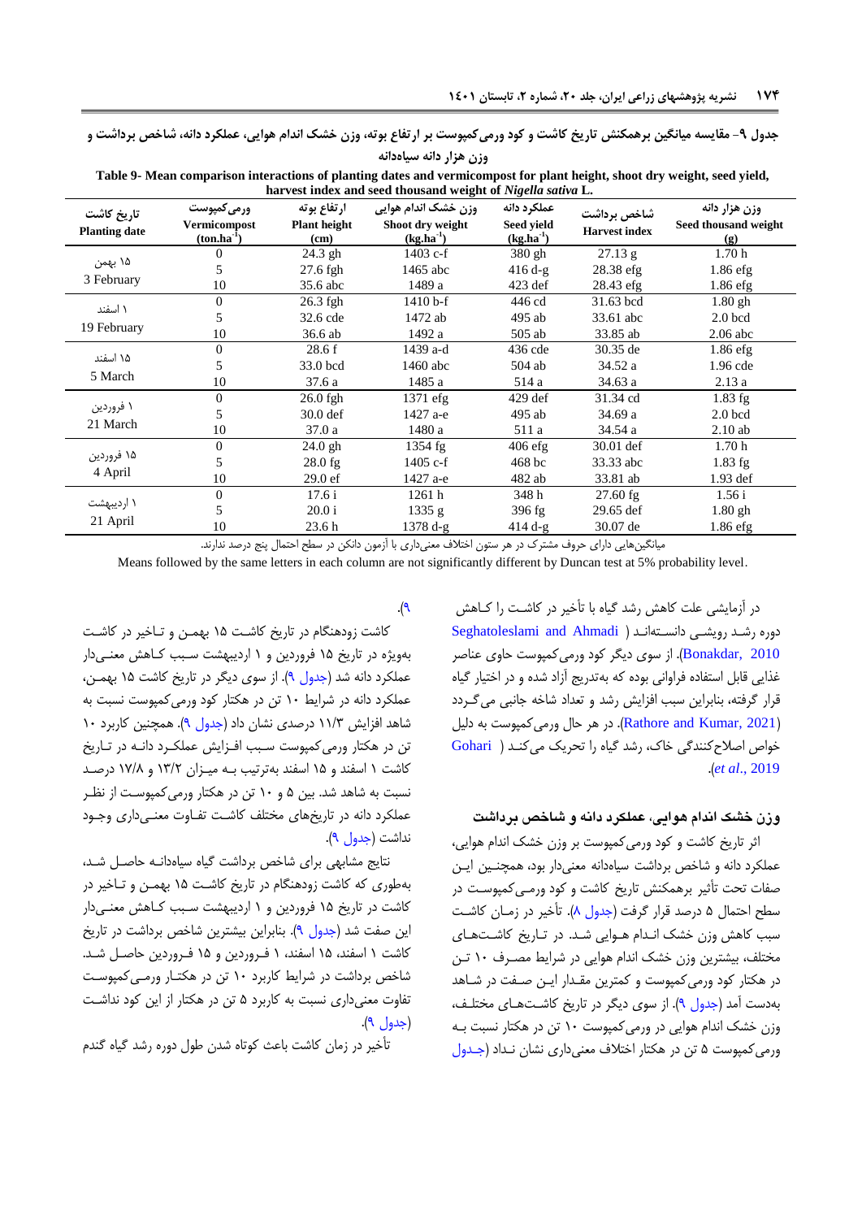**جدول ۹- مقایسه میانگین برهمکنش تاریخ کاشت و کود ورمی‌کمپوست بر ارتفاع بوته، وزن خشک اندام هوایی، عملکرد دانه، شاخص برداشت و وزن هزار دانه سیاه‌دانه**

**Table 9- Mean comparison interactions of planting dates and vermicompost for plant height, shoot dry weight, seed yield, harvest index and seed thousand weight of *Nigella sativa* L.**

| تاریخ کاشت Planting date | ورمی‌کمپوست Vermicompost ($ton.ha^{-1}$) | ارتفاع بوته Plant height (cm) | وزن خشک اندام هوایی Shoot dry weight ($kg.ha^{-1}$) | عملکرد دانه Seed yield ($kg.ha^{-1}$) | شاخص برداشت Harvest index | وزن هزار دانه Seed thousand weight (g) |
|---|---|---|---|---|---|---|
| ۱۵ بهمن 3 February | 0 | 24.3 gh | 1403 c-f | 380 gh | 27.13 g | 1.70 h |
| | 5 | 27.6 fgh | 1465 abc | 416 d-g | 28.38 efg | 1.86 efg |
| | 10 | 35.6 abc | 1489 a | 423 def | 28.43 efg | 1.86 efg |
| ۱ اسفند 19 February | 0 | 26.3 fgh | 1410 b-f | 446 cd | 31.63 bcd | 1.80 gh |
| | 5 | 32.6 cde | 1472 ab | 495 ab | 33.61 abc | 2.0 bcd |
| | 10 | 36.6 ab | 1492 a | 505 ab | 33.85 ab | 2.06 abc |
| ۱۵ اسفند 5 March | 0 | 28.6 f | 1439 a-d | 436 cde | 30.35 de | 1.86 efg |
| | 5 | 33.0 bcd | 1460 abc | 504 ab | 34.52 a | 1.96 cde |
| | 10 | 37.6 a | 1485 a | 514 a | 34.63 a | 2.13 a |
| ۱ فروردین 21 March | 0 | 26.0 fgh | 1371 efg | 429 def | 31.34 cd | 1.83 fg |
| | 5 | 30.0 def | 1427 a-e | 495 ab | 34.69 a | 2.0 bcd |
| | 10 | 37.0 a | 1480 a | 511 a | 34.54 a | 2.10 ab |
| ۱۵ فروردین 4 April | 0 | 24.0 gh | 1354 fg | 406 efg | 30.01 def | 1.70 h |
| | 5 | 28.0 fg | 1405 c-f | 468 bc | 33.33 abc | 1.83 fg |
| | 10 | 29.0 ef | 1427 a-e | 482 ab | 33.81 ab | 1.93 def |
| ۱ اردیبهشت 21 April | 0 | 17.6 i | 1261 h | 348 h | 27.60 fg | 1.56 i |
| | 5 | 20.0 i | 1335 g | 396 fg | 29.65 def | 1.80 gh |
| | 10 | 23.6 h | 1378 d-g | 414 d-g | 30.07 de | 1.86 efg |

میانگین‌هایی دارای حروف مشترک در هر ستون اختلاف معنی‌داری با آزمون دانکن در سطح احتمال پنج درصد ندارند.

Means followed by the same letters in each column are not significantly different by Duncan test at 5% probability level.

در آزمایشی علت کاهش رشد گیاه با تأخیر در کاشت را کـاهش دوره رشـد رویشـی دانسـته‌انـد (Seghatoleslami and Ahmadi (Bonakdar, 2010). از سوی دیگر کود ورمی‌کمپوست حاوی عناصر غذایی قابل استفاده فراوانی بوده که به‌تدریج آزاد شده و در اختیار گیاه قرار گرفته، بنابراین سبب افزایش رشد و تعداد شاخه جانبی می‌گـردد (Rathore and Kumar, 2021). در هر حال ورمی‌کمپوست به دلیل خواص اصلاح‌کنندگی خاک، رشد گیاه را تحریک می‌کنـد (Gohari *et al*., 2019).

### وزن خشک اندام هوایی، عملکرد دانه و شاخص برداشت

اثر تاریخ کاشت و کود ورمی‌کمپوست بر وزن خشک اندام هوایی، عملکرد دانه و شاخص برداشت سیاه‌دانه معنی‌دار بود، همچنـین ایـن صفات تحت تأثیر برهمکنش تاریخ کاشت و کود ورمـی‌کمپوسـت در سطح احتمال ۵ درصد قرار گرفت (جدول ۸). تأخیر در زمـان کاشـت سبب کاهش وزن خشک انـدام هـوایی شـد. در تـاریخ کاشـت‌هـای مختلف، بیشترین وزن خشک اندام هوایی در شرایط مصـرف ۱۰ تـن در هکتار کود ورمی‌کمپوست و کمترین مقـدار ایـن صـفت در شـاهد به‌دست آمد (جدول ۹). از سوی دیگر در تاریخ کاشـت‌هـای مختلـف، وزن خشک اندام هوایی در ورمی‌کمپوست ۱۰ تن در هکتار نسبت بـه ورمی‌کمپوست ۵ تن در هکتار اختلاف معنی‌داری نشان نـداد (جـدول ۹).

کاشت زودهنگام در تاریخ کاشت ۱۵ بهمـن و تـاخیر در کاشـت به‌ویژه در تاریخ ۱۵ فروردین و ۱ اردیبهشت سـبب کـاهش معنـی‌دار عملکرد دانه شد (جدول ۹). از سوی دیگر در تاریخ کاشت ۱۵ بهمـن، عملکرد دانه در شرایط ۱۰ تن در هکتار کود ورمی‌کمپوست نسبت به شاهد افزایش ۱۱/۳ درصدی نشان داد (جدول ۹). همچنین کاربرد ۱۰ تن در هکتار ورمی‌کمپوست سـبب افـزایش عملکـرد دانـه در تـاریخ کاشت ۱ اسفند و ۱۵ اسفند به‌ترتیب بـه میـزان ۱۳/۲ و ۱۷/۸ درصـد نسبت به شاهد شد. بین ۵ و ۱۰ تن در هکتار ورمی‌کمپوسـت از نظـر عملکرد دانه در تاریخ‌های مختلف کاشـت تفـاوت معنـی‌داری وجـود نداشت (جدول ۹).

نتایج مشابهی برای شاخص برداشت گیاه سیاه‌دانـه حاصـل شـد، به‌طوری که کاشت زودهنگام در تاریخ کاشـت ۱۵ بهمـن و تـاخیر در کاشت در تاریخ ۱۵ فروردین و ۱ اردیبهشت سـبب کـاهش معنی‌دار این صفت شد (جدول ۹). بنابراین بیشترین شاخص برداشت در تاریخ کاشت ۱ اسفند، ۱۵ اسفند، ۱ فـروردین و ۱۵ فـروردین حاصـل شـد. شاخص برداشت در شرایط کاربرد ۱۰ تن در هکتـار ورمـی‌کمپوسـت تفاوت معنی‌داری نسبت به کاربرد ۵ تن در هکتار از این کود نداشـت (جدول ۹).

تأخیر در زمان کاشت باعث کوتاه شدن طول دوره رشد گیاه گندم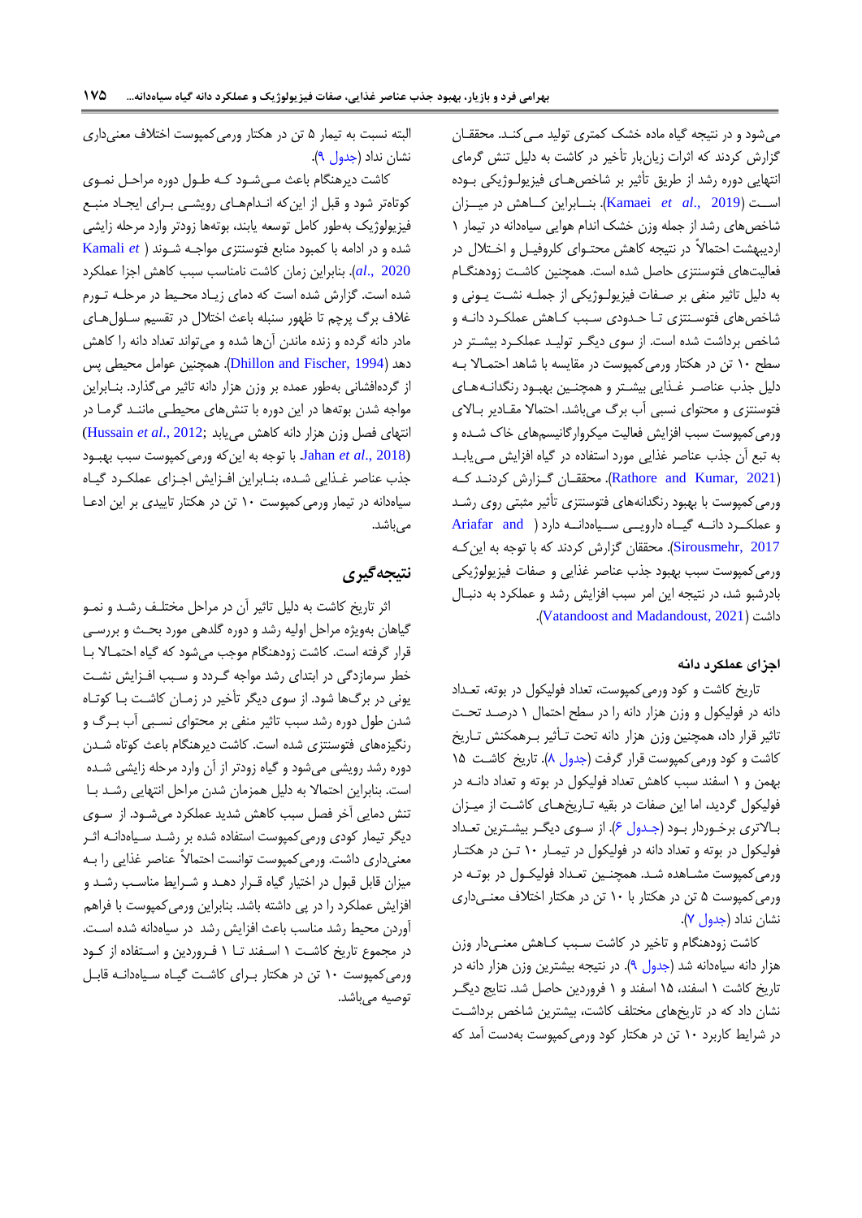می‌شود و در نتیجه گیاه ماده خشک کمتری تولید می‌کند. محققان گزارش کردند که اثرات زیان‌بار تأخیر در کاشت به دلیل تنش گرمای انتهایی دوره رشد از طریق تأثیر بر شاخص‌های فیزیولوژیکی بوده است (Kamaei *et al.*, 2019). بنابراین کاهش در میزان شاخص‌های رشد از جمله وزن خشک اندام هوایی سیاه‌دانه در تیمار ۱ اردیبهشت احتمالاً در نتیجه کاهش محتوای کلروفیل و اختلال در فعالیت‌های فتوسنتزی حاصل شده است. همچنین کاشت زودهنگام به دلیل تاثیر منفی بر صفات فیزیولوژیکی از جمله نشت یونی و شاخص‌های فتوسنتزی تا حدودی سبب کاهش عملکرد دانه و شاخص برداشت شده است. از سوی دیگر تولید عملکرد بیشتر در سطح ۱۰ تن در هکتار ورمی‌کمپوست در مقایسه با شاهد احتمالا به دلیل جذب عناصر غذایی بیشتر و همچنین بهبود رنگدانه‌های فتوسنتزی و محتوای نسبی آب برگ می‌باشد. احتمالا مقادیر بالای ورمی‌کمپوست سبب افزایش فعالیت میکروارگانیسم‌های خاک شده و به تبع آن جذب عناصر غذایی مورد استفاده در گیاه افزایش می‌یابد (Rathore and Kumar, 2021). محققان گزارش کردند که ورمی‌کمپوست با بهبود رنگدانه‌های فتوسنتزی تأثیر مثبتی روی رشد و عملکرد دانه گیاه دارویی سیاه‌دانه دارد (Ariafar and Sirousmehr, 2017). محققان گزارش کردند که با توجه به این‌که ورمی‌کمپوست سبب بهبود جذب عناصر غذایی و صفات فیزیولوژیکی بادرشبو شد، در نتیجه این امر سبب افزایش رشد و عملکرد به دنبال داشت (Vatandoost and Madandoust, 2021).

### اجزای عملکرد دانه

تاریخ کاشت و کود ورمی‌کمپوست، تعداد فولیکول در بوته، تعداد دانه در فولیکول و وزن هزار دانه را در سطح احتمال ۱ درصد تحت تاثیر قرار داد، همچنین وزن هزار دانه تحت تأثیر برهمکنش تاریخ کاشت و کود ورمی‌کمپوست قرار گرفت (جدول ۸). تاریخ کاشت ۱۵ بهمن و ۱ اسفند سبب کاهش تعداد فولیکول در بوته و تعداد دانه در فولیکول گردید، اما این صفات در بقیه تاریخ‌های کاشت از میزان بالاتری برخوردار بود (جدول ۶). از سوی دیگر بیشترین تعداد فولیکول در بوته و تعداد دانه در فولیکول در تیمار ۱۰ تن در هکتار ورمی‌کمپوست مشاهده شد. همچنین تعداد فولیکول در بوته در ورمی‌کمپوست ۵ تن در هکتار با ۱۰ تن در هکتار اختلاف معنی‌داری نشان نداد (جدول ۷).

کاشت زودهنگام و تاخیر در کاشت سبب کاهش معنی‌دار وزن هزار دانه سیاه‌دانه شد (جدول ۹). در نتیجه بیشترین وزن هزار دانه در تاریخ کاشت ۱ اسفند، ۱۵ اسفند و ۱ فروردین حاصل شد. نتایج دیگر نشان داد که در تاریخ‌های مختلف کاشت، بیشترین شاخص برداشت در شرایط کاربرد ۱۰ تن در هکتار کود ورمی‌کمپوست به‌دست آمد که البته نسبت به تیمار ۵ تن در هکتار ورمی‌کمپوست اختلاف معنی‌داری نشان نداد (جدول ۹).

کاشت دیرهنگام باعث می‌شود که طول دوره مراحل نموی کوتاه‌تر شود و قبل از این‌که اندام‌های رویشی برای ایجاد منبع فیزیولوژیک به‌طور کامل توسعه یابند، بوته‌ها زودتر وارد مرحله زایشی شده و در ادامه با کمبود منابع فتوسنتزی مواجه شوند (Kamali *et al.*, 2020). بنابراین زمان کاشت نامناسب سبب کاهش اجزا عملکرد شده است. گزارش شده است که دمای زیاد محیط در مرحله تورم غلاف برگ پرچم تا ظهور سنبله باعث اختلال در تقسیم سلول‌های مادر دانه گرده و زنده ماندن آن‌ها شده و می‌تواند تعداد دانه را کاهش دهد (Dhillon and Fischer, 1994). همچنین عوامل محیطی پس از گرده‌افشانی به‌طور عمده بر وزن هزار دانه تاثیر می‌گذارد. بنابراین مواجه شدن بوته‌ها در این دوره با تنش‌های محیطی مانند گرما در انتهای فصل وزن هزار دانه کاهش می‌یابد (Hussain *et al.*, 2012; Jahan *et al.*, 2018) با توجه به این‌که ورمی‌کمپوست سبب بهبود جذب عناصر غذایی شده، بنابراین افزایش اجزای عملکرد گیاه سیاه‌دانه در تیمار ورمی‌کمپوست ۱۰ تن در هکتار تاییدی بر این ادعا می‌باشد.

## نتیجه‌گیری

اثر تاریخ کاشت به دلیل تاثیر آن در مراحل مختلف رشد و نمو گیاهان به‌ویژه مراحل اولیه رشد و دوره گلدهی مورد بحث و بررسی قرار گرفته است. کاشت زودهنگام موجب می‌شود که گیاه احتمالا با خطر سرمازدگی در ابتدای رشد مواجه گردد و سبب افزایش نشت یونی در برگ‌ها شود. از سوی دیگر تأخیر در زمان کاشت با کوتاه شدن طول دوره رشد سبب تاثیر منفی بر محتوای نسبی آب برگ و رنگیزه‌های فتوسنتزی شده است. کاشت دیرهنگام باعث کوتاه شدن دوره رشد رویشی می‌شود و گیاه زودتر از آن وارد مرحله زایشی شده است. بنابراین احتمالا به دلیل همزمان شدن مراحل انتهایی رشد با تنش دمایی آخر فصل سبب کاهش شدید عملکرد می‌شود. از سوی دیگر تیمار کودی ورمی‌کمپوست استفاده شده بر رشد سیاه‌دانه اثر معنی‌داری داشت. ورمی‌کمپوست توانست احتمالاً عناصر غذایی را به میزان قابل قبول در اختیار گیاه قرار دهد و شرایط مناسب رشد و افزایش عملکرد را در پی داشته باشد. بنابراین ورمی‌کمپوست با فراهم آوردن محیط رشد مناسب باعث افزایش رشد در سیاه‌دانه شده است. در مجموع تاریخ کاشت ۱ اسفند تا ۱ فروردین و استفاده از کود ورمی‌کمپوست ۱۰ تن در هکتار برای کاشت گیاه سیاه‌دانه قابل توصیه می‌باشد.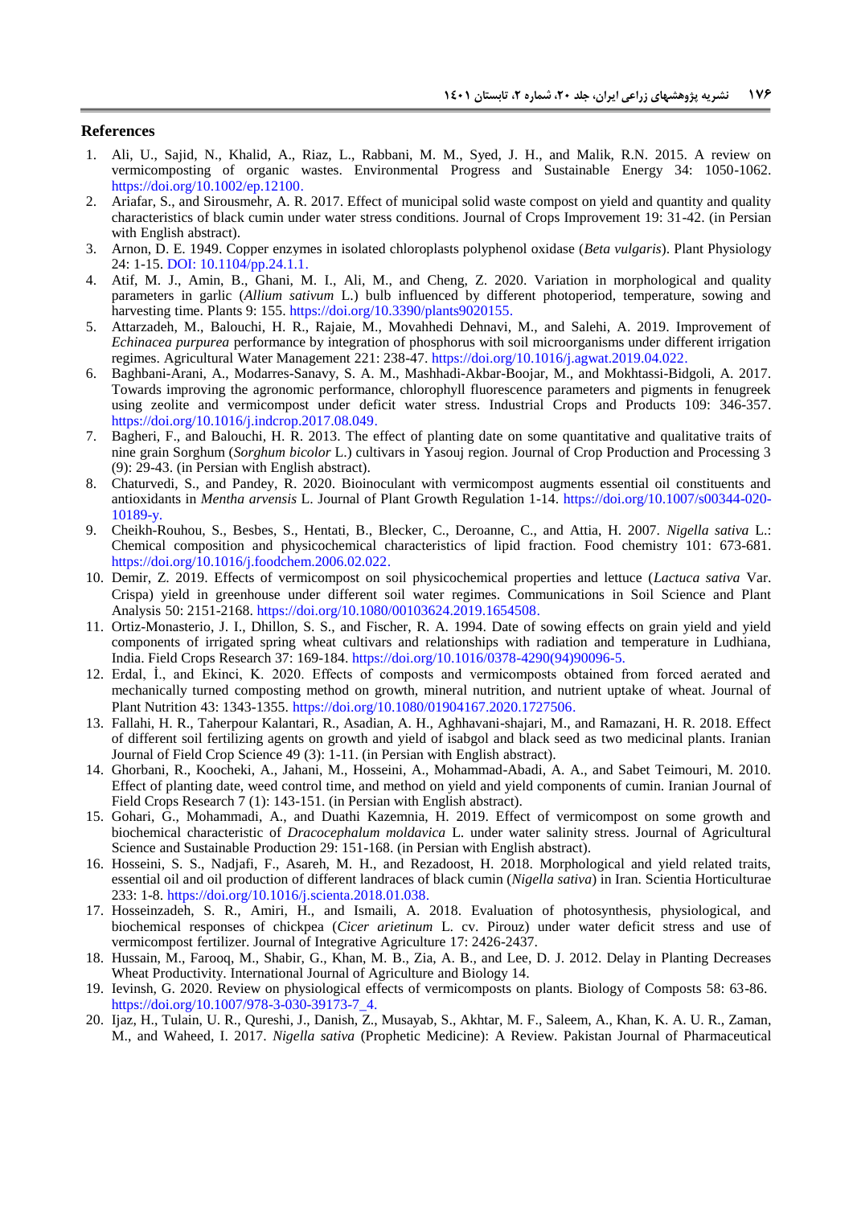## References

1. Ali, U., Sajid, N., Khalid, A., Riaz, L., Rabbani, M. M., Syed, J. H., and Malik, R.N. 2015. A review on vermicomposting of organic wastes. Environmental Progress and Sustainable Energy 34: 1050-1062. https://doi.org/10.1002/ep.12100.
2. Ariafar, S., and Sirousmehr, A. R. 2017. Effect of municipal solid waste compost on yield and quantity and quality characteristics of black cumin under water stress conditions. Journal of Crops Improvement 19: 31-42. (in Persian with English abstract).
3. Arnon, D. E. 1949. Copper enzymes in isolated chloroplasts polyphenol oxidase (*Beta vulgaris*). Plant Physiology 24: 1-15. DOI: 10.1104/pp.24.1.1.
4. Atif, M. J., Amin, B., Ghani, M. I., Ali, M., and Cheng, Z. 2020. Variation in morphological and quality parameters in garlic (*Allium sativum* L.) bulb influenced by different photoperiod, temperature, sowing and harvesting time. Plants 9: 155. https://doi.org/10.3390/plants9020155.
5. Attarzadeh, M., Balouchi, H. R., Rajaie, M., Movahhedi Dehnavi, M., and Salehi, A. 2019. Improvement of *Echinacea purpurea* performance by integration of phosphorus with soil microorganisms under different irrigation regimes. Agricultural Water Management 221: 238-47. https://doi.org/10.1016/j.agwat.2019.04.022.
6. Baghbani-Arani, A., Modarres-Sanavy, S. A. M., Mashhadi-Akbar-Boojar, M., and Mokhtassi-Bidgoli, A. 2017. Towards improving the agronomic performance, chlorophyll fluorescence parameters and pigments in fenugreek using zeolite and vermicompost under deficit water stress. Industrial Crops and Products 109: 346-357. https://doi.org/10.1016/j.indcrop.2017.08.049.
7. Bagheri, F., and Balouchi, H. R. 2013. The effect of planting date on some quantitative and qualitative traits of nine grain Sorghum (*Sorghum bicolor* L.) cultivars in Yasouj region. Journal of Crop Production and Processing 3 (9): 29-43. (in Persian with English abstract).
8. Chaturvedi, S., and Pandey, R. 2020. Bioinoculant with vermicompost augments essential oil constituents and antioxidants in *Mentha arvensis* L. Journal of Plant Growth Regulation 1-14. https://doi.org/10.1007/s00344-020-10189-y.
9. Cheikh-Rouhou, S., Besbes, S., Hentati, B., Blecker, C., Deroanne, C., and Attia, H. 2007. *Nigella sativa* L.: Chemical composition and physicochemical characteristics of lipid fraction. Food chemistry 101: 673-681. https://doi.org/10.1016/j.foodchem.2006.02.022.
10. Demir, Z. 2019. Effects of vermicompost on soil physicochemical properties and lettuce (*Lactuca sativa* Var. Crispa) yield in greenhouse under different soil water regimes. Communications in Soil Science and Plant Analysis 50: 2151-2168. https://doi.org/10.1080/00103624.2019.1654508.
11. Ortiz-Monasterio, J. I., Dhillon, S. S., and Fischer, R. A. 1994. Date of sowing effects on grain yield and yield components of irrigated spring wheat cultivars and relationships with radiation and temperature in Ludhiana, India. Field Crops Research 37: 169-184. https://doi.org/10.1016/0378-4290(94)90096-5.
12. Erdal, İ., and Ekinci, K. 2020. Effects of composts and vermicomposts obtained from forced aerated and mechanically turned composting method on growth, mineral nutrition, and nutrient uptake of wheat. Journal of Plant Nutrition 43: 1343-1355. https://doi.org/10.1080/01904167.2020.1727506.
13. Fallahi, H. R., Taherpour Kalantari, R., Asadian, A. H., Aghhavani-shajari, M., and Ramazani, H. R. 2018. Effect of different soil fertilizing agents on growth and yield of isabgol and black seed as two medicinal plants. Iranian Journal of Field Crop Science 49 (3): 1-11. (in Persian with English abstract).
14. Ghorbani, R., Koocheki, A., Jahani, M., Hosseini, A., Mohammad-Abadi, A. A., and Sabet Teimouri, M. 2010. Effect of planting date, weed control time, and method on yield and yield components of cumin. Iranian Journal of Field Crops Research 7 (1): 143-151. (in Persian with English abstract).
15. Gohari, G., Mohammadi, A., and Duathi Kazemnia, H. 2019. Effect of vermicompost on some growth and biochemical characteristic of *Dracocephalum moldavica* L. under water salinity stress. Journal of Agricultural Science and Sustainable Production 29: 151-168. (in Persian with English abstract).
16. Hosseini, S. S., Nadjafi, F., Asareh, M. H., and Rezadoost, H. 2018. Morphological and yield related traits, essential oil and oil production of different landraces of black cumin (*Nigella sativa*) in Iran. Scientia Horticulturae 233: 1-8. https://doi.org/10.1016/j.scienta.2018.01.038.
17. Hosseinzadeh, S. R., Amiri, H., and Ismaili, A. 2018. Evaluation of photosynthesis, physiological, and biochemical responses of chickpea (*Cicer arietinum* L. cv. Pirouz) under water deficit stress and use of vermicompost fertilizer. Journal of Integrative Agriculture 17: 2426-2437.
18. Hussain, M., Farooq, M., Shabir, G., Khan, M. B., Zia, A. B., and Lee, D. J. 2012. Delay in Planting Decreases Wheat Productivity. International Journal of Agriculture and Biology 14.
19. Ievinsh, G. 2020. Review on physiological effects of vermicomposts on plants. Biology of Composts 58: 63-86. https://doi.org/10.1007/978-3-030-39173-7_4.
20. Ijaz, H., Tulain, U. R., Qureshi, J., Danish, Z., Musayab, S., Akhtar, M. F., Saleem, A., Khan, K. A. U. R., Zaman, M., and Waheed, I. 2017. *Nigella sativa* (Prophetic Medicine): A Review. Pakistan Journal of Pharmaceutical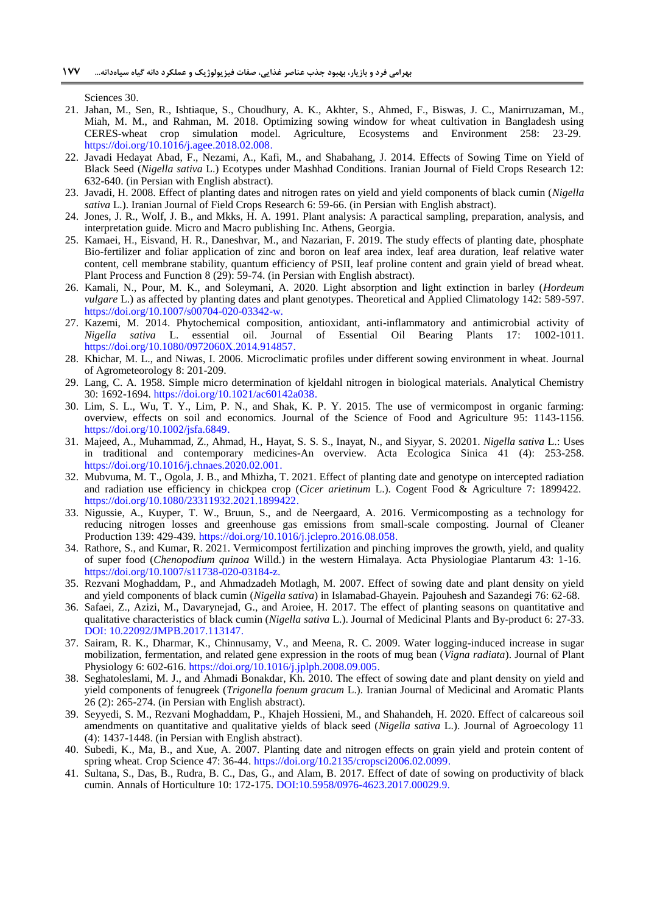Sciences 30.

21. Jahan, M., Sen, R., Ishtiaque, S., Choudhury, A. K., Akhter, S., Ahmed, F., Biswas, J. C., Manirruzaman, M., Miah, M. M., and Rahman, M. 2018. Optimizing sowing window for wheat cultivation in Bangladesh using CERES-wheat crop simulation model. Agriculture, Ecosystems and Environment 258: 23-29. https://doi.org/10.1016/j.agee.2018.02.008.
22. Javadi Hedayat Abad, F., Nezami, A., Kafi, M., and Shabahang, J. 2014. Effects of Sowing Time on Yield of Black Seed (*Nigella sativa* L.) Ecotypes under Mashhad Conditions. Iranian Journal of Field Crops Research 12: 632-640. (in Persian with English abstract).
23. Javadi, H. 2008. Effect of planting dates and nitrogen rates on yield and yield components of black cumin (*Nigella sativa* L.). Iranian Journal of Field Crops Research 6: 59-66. (in Persian with English abstract).
24. Jones, J. R., Wolf, J. B., and Mkks, H. A. 1991. Plant analysis: A paractical sampling, preparation, analysis, and interpretation guide. Micro and Macro publishing Inc. Athens, Georgia.
25. Kamaei, H., Eisvand, H. R., Daneshvar, M., and Nazarian, F. 2019. The study effects of planting date, phosphate Bio-fertilizer and foliar application of zinc and boron on leaf area index, leaf area duration, leaf relative water content, cell membrane stability, quantum efficiency of PSII, leaf proline content and grain yield of bread wheat. Plant Process and Function 8 (29): 59-74. (in Persian with English abstract).
26. Kamali, N., Pour, M. K., and Soleymani, A. 2020. Light absorption and light extinction in barley (*Hordeum vulgare* L.) as affected by planting dates and plant genotypes. Theoretical and Applied Climatology 142: 589-597. https://doi.org/10.1007/s00704-020-03342-w.
27. Kazemi, M. 2014. Phytochemical composition, antioxidant, anti-inflammatory and antimicrobial activity of *Nigella sativa* L. essential oil. Journal of Essential Oil Bearing Plants 17: 1002-1011. https://doi.org/10.1080/0972060X.2014.914857.
28. Khichar, M. L., and Niwas, I. 2006. Microclimatic profiles under different sowing environment in wheat. Journal of Agrometeorology 8: 201-209.
29. Lang, C. A. 1958. Simple micro determination of kjeldahl nitrogen in biological materials. Analytical Chemistry 30: 1692-1694. https://doi.org/10.1021/ac60142a038.
30. Lim, S. L., Wu, T. Y., Lim, P. N., and Shak, K. P. Y. 2015. The use of vermicompost in organic farming: overview, effects on soil and economics. Journal of the Science of Food and Agriculture 95: 1143-1156. https://doi.org/10.1002/jsfa.6849.
31. Majeed, A., Muhammad, Z., Ahmad, H., Hayat, S. S. S., Inayat, N., and Siyyar, S. 20201. *Nigella sativa* L.: Uses in traditional and contemporary medicines-An overview. Acta Ecologica Sinica 41 (4): 253-258. https://doi.org/10.1016/j.chnaes.2020.02.001.
32. Mubvuma, M. T., Ogola, J. B., and Mhizha, T. 2021. Effect of planting date and genotype on intercepted radiation and radiation use efficiency in chickpea crop (*Cicer arietinum* L.). Cogent Food & Agriculture 7: 1899422. https://doi.org/10.1080/23311932.2021.1899422.
33. Nigussie, A., Kuyper, T. W., Bruun, S., and de Neergaard, A. 2016. Vermicomposting as a technology for reducing nitrogen losses and greenhouse gas emissions from small-scale composting. Journal of Cleaner Production 139: 429-439. https://doi.org/10.1016/j.jclepro.2016.08.058.
34. Rathore, S., and Kumar, R. 2021. Vermicompost fertilization and pinching improves the growth, yield, and quality of super food (*Chenopodium quinoa* Willd.) in the western Himalaya. Acta Physiologiae Plantarum 43: 1-16. https://doi.org/10.1007/s11738-020-03184-z.
35. Rezvani Moghaddam, P., and Ahmadzadeh Motlagh, M. 2007. Effect of sowing date and plant density on yield and yield components of black cumin (*Nigella sativa*) in Islamabad-Ghayein. Pajouhesh and Sazandegi 76: 62-68.
36. Safaei, Z., Azizi, M., Davarynejad, G., and Aroiee, H. 2017. The effect of planting seasons on quantitative and qualitative characteristics of black cumin (*Nigella sativa* L.). Journal of Medicinal Plants and By-product 6: 27-33. DOI: 10.22092/JMPB.2017.113147.
37. Sairam, R. K., Dharmar, K., Chinnusamy, V., and Meena, R. C. 2009. Water logging-induced increase in sugar mobilization, fermentation, and related gene expression in the roots of mug bean (*Vigna radiata*). Journal of Plant Physiology 6: 602-616. https://doi.org/10.1016/j.jplph.2008.09.005.
38. Seghatoleslami, M. J., and Ahmadi Bonakdar, Kh. 2010. The effect of sowing date and plant density on yield and yield components of fenugreek (*Trigonella foenum gracum* L.). Iranian Journal of Medicinal and Aromatic Plants 26 (2): 265-274. (in Persian with English abstract).
39. Seyyedi, S. M., Rezvani Moghaddam, P., Khajeh Hossieni, M., and Shahandeh, H. 2020. Effect of calcareous soil amendments on quantitative and qualitative yields of black seed (*Nigella sativa* L.). Journal of Agroecology 11 (4): 1437-1448. (in Persian with English abstract).
40. Subedi, K., Ma, B., and Xue, A. 2007. Planting date and nitrogen effects on grain yield and protein content of spring wheat. Crop Science 47: 36-44. https://doi.org/10.2135/cropsci2006.02.0099.
41. Sultana, S., Das, B., Rudra, B. C., Das, G., and Alam, B. 2017. Effect of date of sowing on productivity of black cumin. Annals of Horticulture 10: 172-175. DOI:10.5958/0976-4623.2017.00029.9.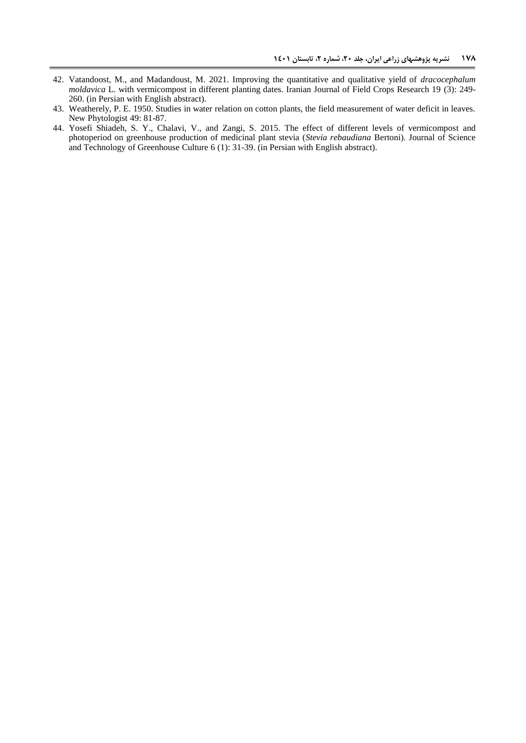42. Vatandoost, M., and Madandoust, M. 2021. Improving the quantitative and qualitative yield of *dracocephalum moldavica* L. with vermicompost in different planting dates. Iranian Journal of Field Crops Research 19 (3): 249-260. (in Persian with English abstract).
43. Weatherely, P. E. 1950. Studies in water relation on cotton plants, the field measurement of water deficit in leaves. New Phytologist 49: 81-87.
44. Yosefi Shiadeh, S. Y., Chalavi, V., and Zangi, S. 2015. The effect of different levels of vermicompost and photoperiod on greenhouse production of medicinal plant stevia (*Stevia rebaudiana* Bertoni). Journal of Science and Technology of Greenhouse Culture 6 (1): 31-39. (in Persian with English abstract).